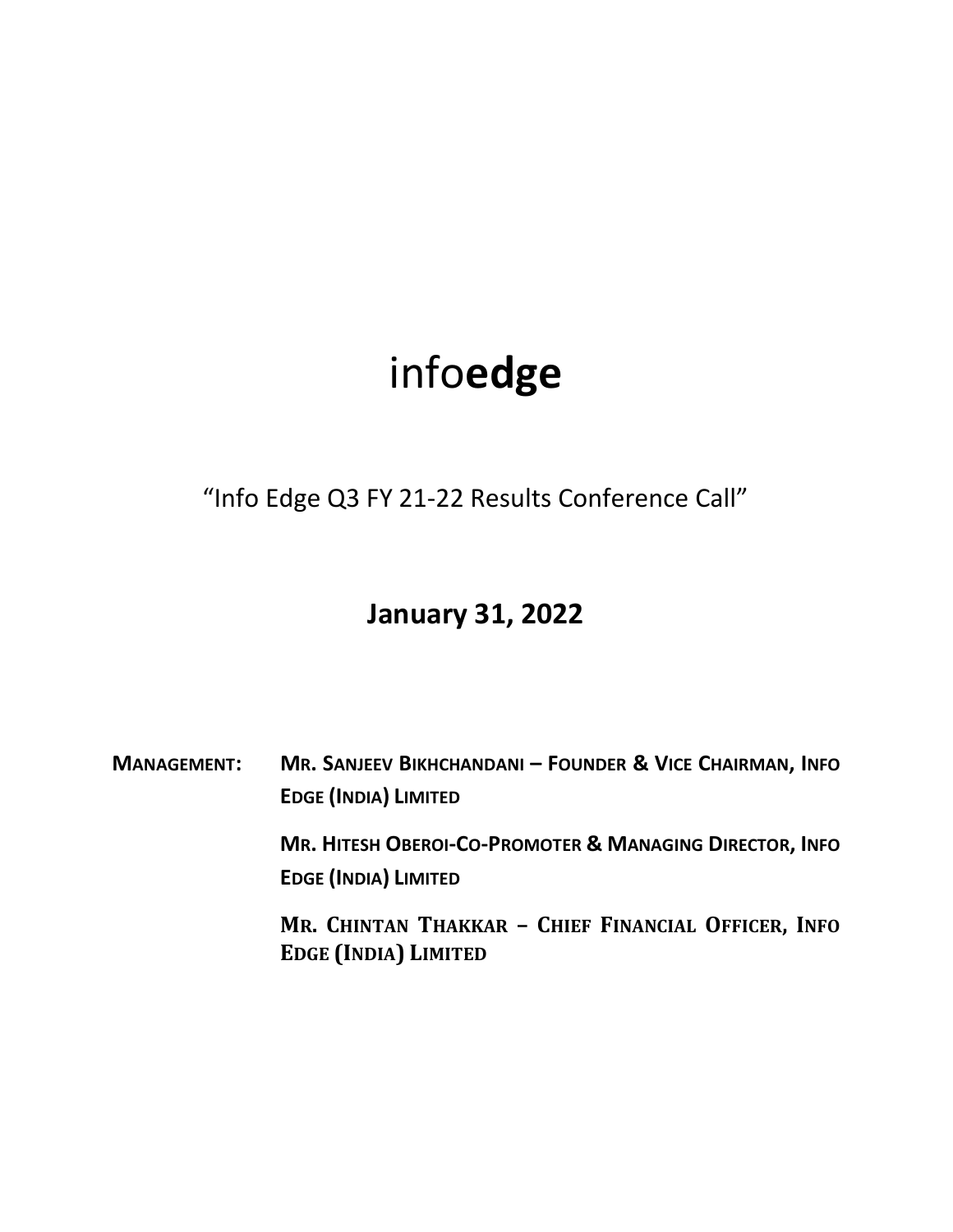# info**edge**

"Info Edge Q3 FY 21-22 Results Conference Call"

## January 31, 2022

**MANAGEMENT:** **MR. SANJEEV BIKHCHANDANI – FOUNDER & VICE CHAIRMAN, INFO EDGE (INDIA) LIMITED**

**MR. HITESH OBEROI-CO-PROMOTER & MANAGING DIRECTOR, INFO EDGE (INDIA) LIMITED**

**MR. CHINTAN THAKKAR – CHIEF FINANCIAL OFFICER, INFO EDGE (INDIA) LIMITED**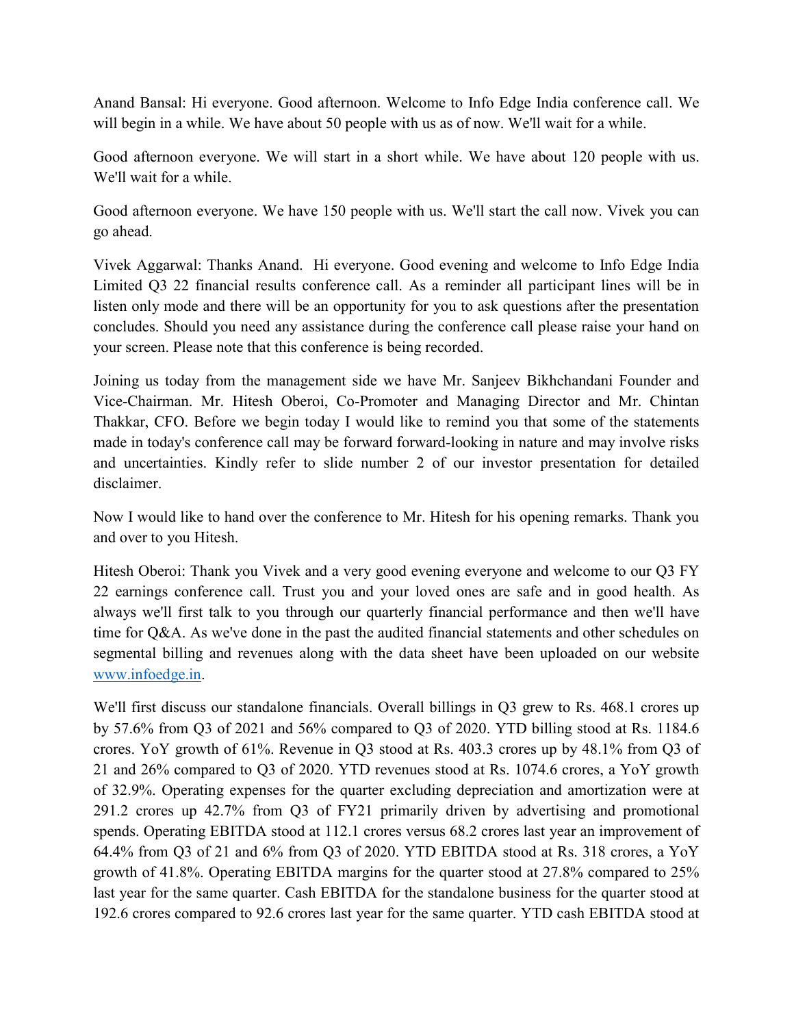Anand Bansal: Hi everyone. Good afternoon. Welcome to Info Edge India conference call. We will begin in a while. We have about 50 people with us as of now. We'll wait for a while.

Good afternoon everyone. We will start in a short while. We have about 120 people with us. We'll wait for a while.

Good afternoon everyone. We have 150 people with us. We'll start the call now. Vivek you can go ahead.

Vivek Aggarwal: Thanks Anand. Hi everyone. Good evening and welcome to Info Edge India Limited Q3 22 financial results conference call. As a reminder all participant lines will be in listen only mode and there will be an opportunity for you to ask questions after the presentation concludes. Should you need any assistance during the conference call please raise your hand on your screen. Please note that this conference is being recorded.

Joining us today from the management side we have Mr. Sanjeev Bikhchandani Founder and Vice-Chairman. Mr. Hitesh Oberoi, Co-Promoter and Managing Director and Mr. Chintan Thakkar, CFO. Before we begin today I would like to remind you that some of the statements made in today's conference call may be forward forward-looking in nature and may involve risks and uncertainties. Kindly refer to slide number 2 of our investor presentation for detailed disclaimer.

Now I would like to hand over the conference to Mr. Hitesh for his opening remarks. Thank you and over to you Hitesh.

Hitesh Oberoi: Thank you Vivek and a very good evening everyone and welcome to our Q3 FY 22 earnings conference call. Trust you and your loved ones are safe and in good health. As always we'll first talk to you through our quarterly financial performance and then we'll have time for Q&A. As we've done in the past the audited financial statements and other schedules on segmental billing and revenues along with the data sheet have been uploaded on our website [www.infoedge.in](http://www.infoedge.in).

We'll first discuss our standalone financials. Overall billings in Q3 grew to Rs. 468.1 crores up by 57.6% from Q3 of 2021 and 56% compared to Q3 of 2020. YTD billing stood at Rs. 1184.6 crores. YoY growth of 61%. Revenue in Q3 stood at Rs. 403.3 crores up by 48.1% from Q3 of 21 and 26% compared to Q3 of 2020. YTD revenues stood at Rs. 1074.6 crores, a YoY growth of 32.9%. Operating expenses for the quarter excluding depreciation and amortization were at 291.2 crores up 42.7% from Q3 of FY21 primarily driven by advertising and promotional spends. Operating EBITDA stood at 112.1 crores versus 68.2 crores last year an improvement of 64.4% from Q3 of 21 and 6% from Q3 of 2020. YTD EBITDA stood at Rs. 318 crores, a YoY growth of 41.8%. Operating EBITDA margins for the quarter stood at 27.8% compared to 25% last year for the same quarter. Cash EBITDA for the standalone business for the quarter stood at 192.6 crores compared to 92.6 crores last year for the same quarter. YTD cash EBITDA stood at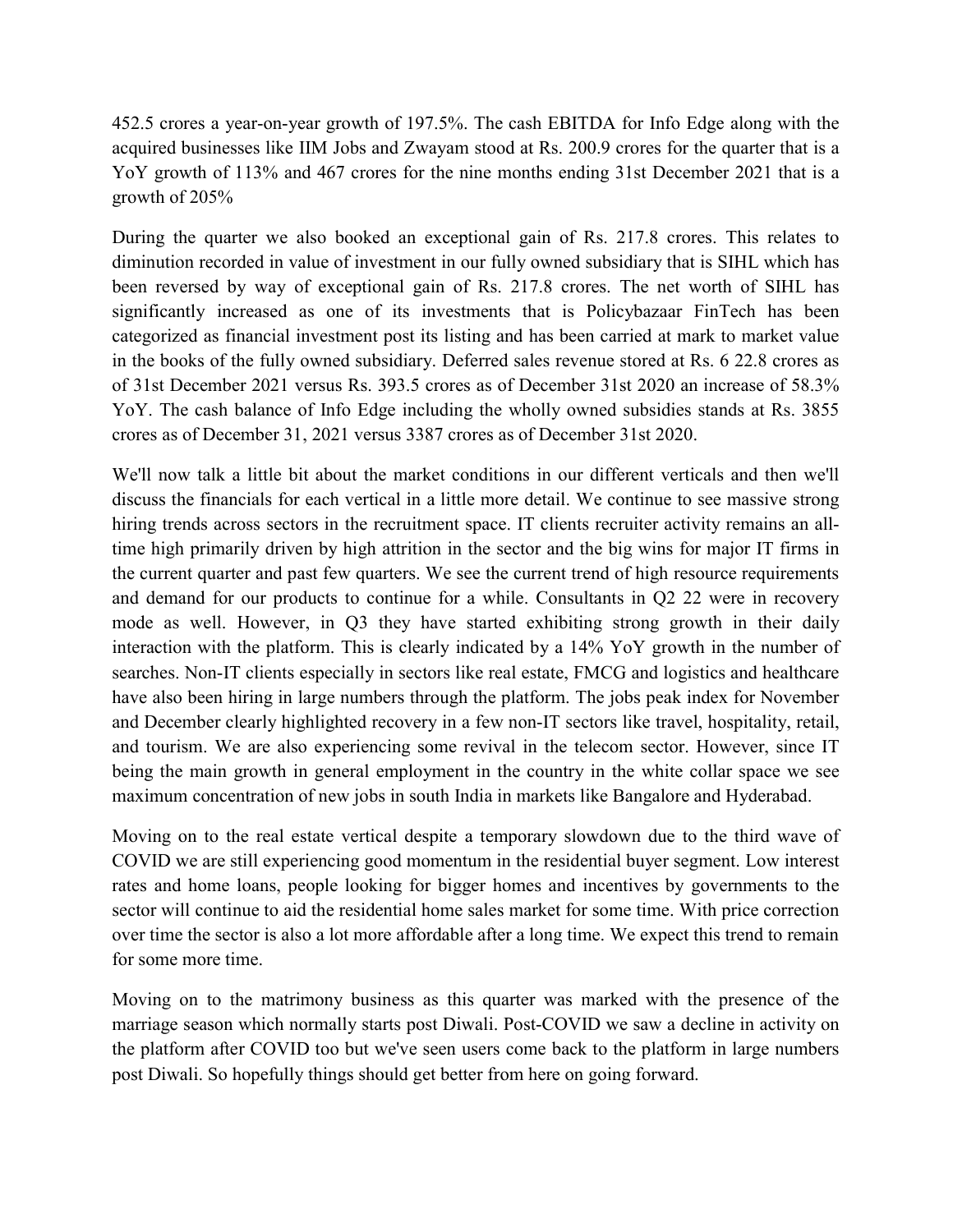452.5 crores a year-on-year growth of 197.5%. The cash EBITDA for Info Edge along with the acquired businesses like IIM Jobs and Zwayam stood at Rs. 200.9 crores for the quarter that is a YoY growth of 113% and 467 crores for the nine months ending 31st December 2021 that is a growth of 205%

During the quarter we also booked an exceptional gain of Rs. 217.8 crores. This relates to diminution recorded in value of investment in our fully owned subsidiary that is SIHL which has been reversed by way of exceptional gain of Rs. 217.8 crores. The net worth of SIHL has significantly increased as one of its investments that is Policybazaar FinTech has been categorized as financial investment post its listing and has been carried at mark to market value in the books of the fully owned subsidiary. Deferred sales revenue stored at Rs. 6 22.8 crores as of 31st December 2021 versus Rs. 393.5 crores as of December 31st 2020 an increase of 58.3% YoY. The cash balance of Info Edge including the wholly owned subsidies stands at Rs. 3855 crores as of December 31, 2021 versus 3387 crores as of December 31st 2020.

We'll now talk a little bit about the market conditions in our different verticals and then we'll discuss the financials for each vertical in a little more detail. We continue to see massive strong hiring trends across sectors in the recruitment space. IT clients recruiter activity remains an all-time high primarily driven by high attrition in the sector and the big wins for major IT firms in the current quarter and past few quarters. We see the current trend of high resource requirements and demand for our products to continue for a while. Consultants in Q2 22 were in recovery mode as well. However, in Q3 they have started exhibiting strong growth in their daily interaction with the platform. This is clearly indicated by a 14% YoY growth in the number of searches. Non-IT clients especially in sectors like real estate, FMCG and logistics and healthcare have also been hiring in large numbers through the platform. The jobs peak index for November and December clearly highlighted recovery in a few non-IT sectors like travel, hospitality, retail, and tourism. We are also experiencing some revival in the telecom sector. However, since IT being the main growth in general employment in the country in the white collar space we see maximum concentration of new jobs in south India in markets like Bangalore and Hyderabad.

Moving on to the real estate vertical despite a temporary slowdown due to the third wave of COVID we are still experiencing good momentum in the residential buyer segment. Low interest rates and home loans, people looking for bigger homes and incentives by governments to the sector will continue to aid the residential home sales market for some time. With price correction over time the sector is also a lot more affordable after a long time. We expect this trend to remain for some more time.

Moving on to the matrimony business as this quarter was marked with the presence of the marriage season which normally starts post Diwali. Post-COVID we saw a decline in activity on the platform after COVID too but we've seen users come back to the platform in large numbers post Diwali. So hopefully things should get better from here on going forward.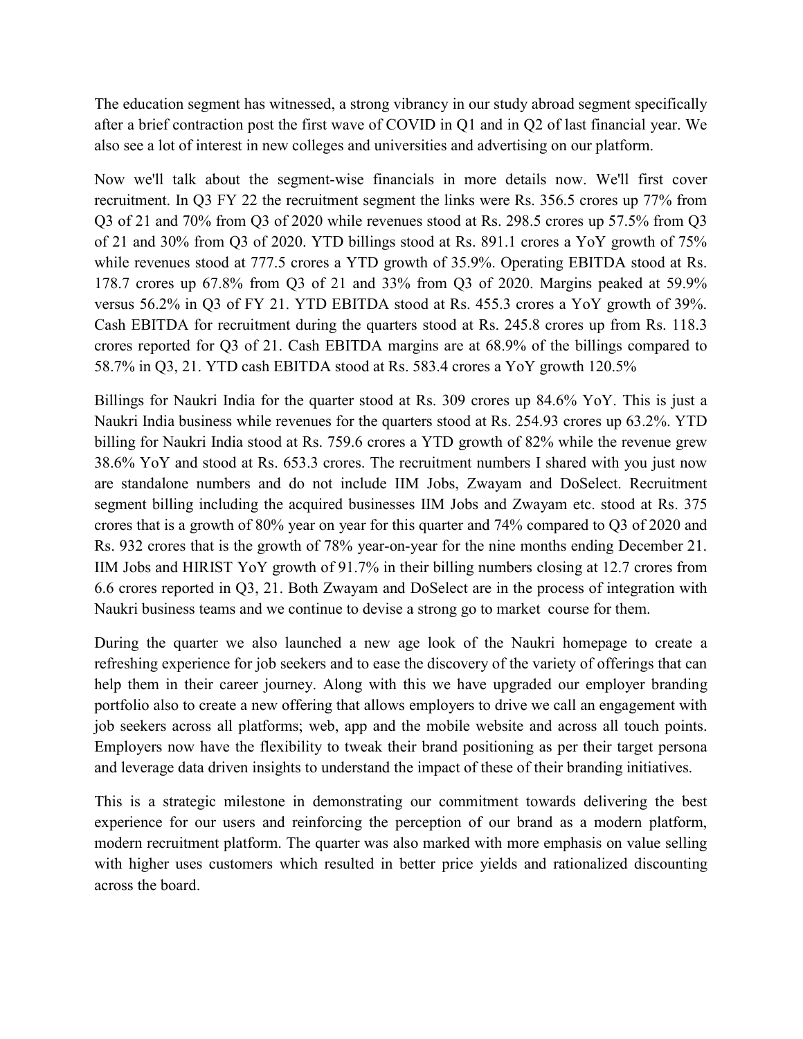The education segment has witnessed, a strong vibrancy in our study abroad segment specifically after a brief contraction post the first wave of COVID in Q1 and in Q2 of last financial year. We also see a lot of interest in new colleges and universities and advertising on our platform.

Now we'll talk about the segment-wise financials in more details now. We'll first cover recruitment. In Q3 FY 22 the recruitment segment the links were Rs. 356.5 crores up 77% from Q3 of 21 and 70% from Q3 of 2020 while revenues stood at Rs. 298.5 crores up 57.5% from Q3 of 21 and 30% from Q3 of 2020. YTD billings stood at Rs. 891.1 crores a YoY growth of 75% while revenues stood at 777.5 crores a YTD growth of 35.9%. Operating EBITDA stood at Rs. 178.7 crores up 67.8% from Q3 of 21 and 33% from Q3 of 2020. Margins peaked at 59.9% versus 56.2% in Q3 of FY 21. YTD EBITDA stood at Rs. 455.3 crores a YoY growth of 39%. Cash EBITDA for recruitment during the quarters stood at Rs. 245.8 crores up from Rs. 118.3 crores reported for Q3 of 21. Cash EBITDA margins are at 68.9% of the billings compared to 58.7% in Q3, 21. YTD cash EBITDA stood at Rs. 583.4 crores a YoY growth 120.5%

Billings for Naukri India for the quarter stood at Rs. 309 crores up 84.6% YoY. This is just a Naukri India business while revenues for the quarters stood at Rs. 254.93 crores up 63.2%. YTD billing for Naukri India stood at Rs. 759.6 crores a YTD growth of 82% while the revenue grew 38.6% YoY and stood at Rs. 653.3 crores. The recruitment numbers I shared with you just now are standalone numbers and do not include IIM Jobs, Zwayam and DoSelect. Recruitment segment billing including the acquired businesses IIM Jobs and Zwayam etc. stood at Rs. 375 crores that is a growth of 80% year on year for this quarter and 74% compared to Q3 of 2020 and Rs. 932 crores that is the growth of 78% year-on-year for the nine months ending December 21. IIM Jobs and HIRIST YoY growth of 91.7% in their billing numbers closing at 12.7 crores from 6.6 crores reported in Q3, 21. Both Zwayam and DoSelect are in the process of integration with Naukri business teams and we continue to devise a strong go to market course for them.

During the quarter we also launched a new age look of the Naukri homepage to create a refreshing experience for job seekers and to ease the discovery of the variety of offerings that can help them in their career journey. Along with this we have upgraded our employer branding portfolio also to create a new offering that allows employers to drive we call an engagement with job seekers across all platforms; web, app and the mobile website and across all touch points. Employers now have the flexibility to tweak their brand positioning as per their target persona and leverage data driven insights to understand the impact of these of their branding initiatives.

This is a strategic milestone in demonstrating our commitment towards delivering the best experience for our users and reinforcing the perception of our brand as a modern platform, modern recruitment platform. The quarter was also marked with more emphasis on value selling with higher uses customers which resulted in better price yields and rationalized discounting across the board.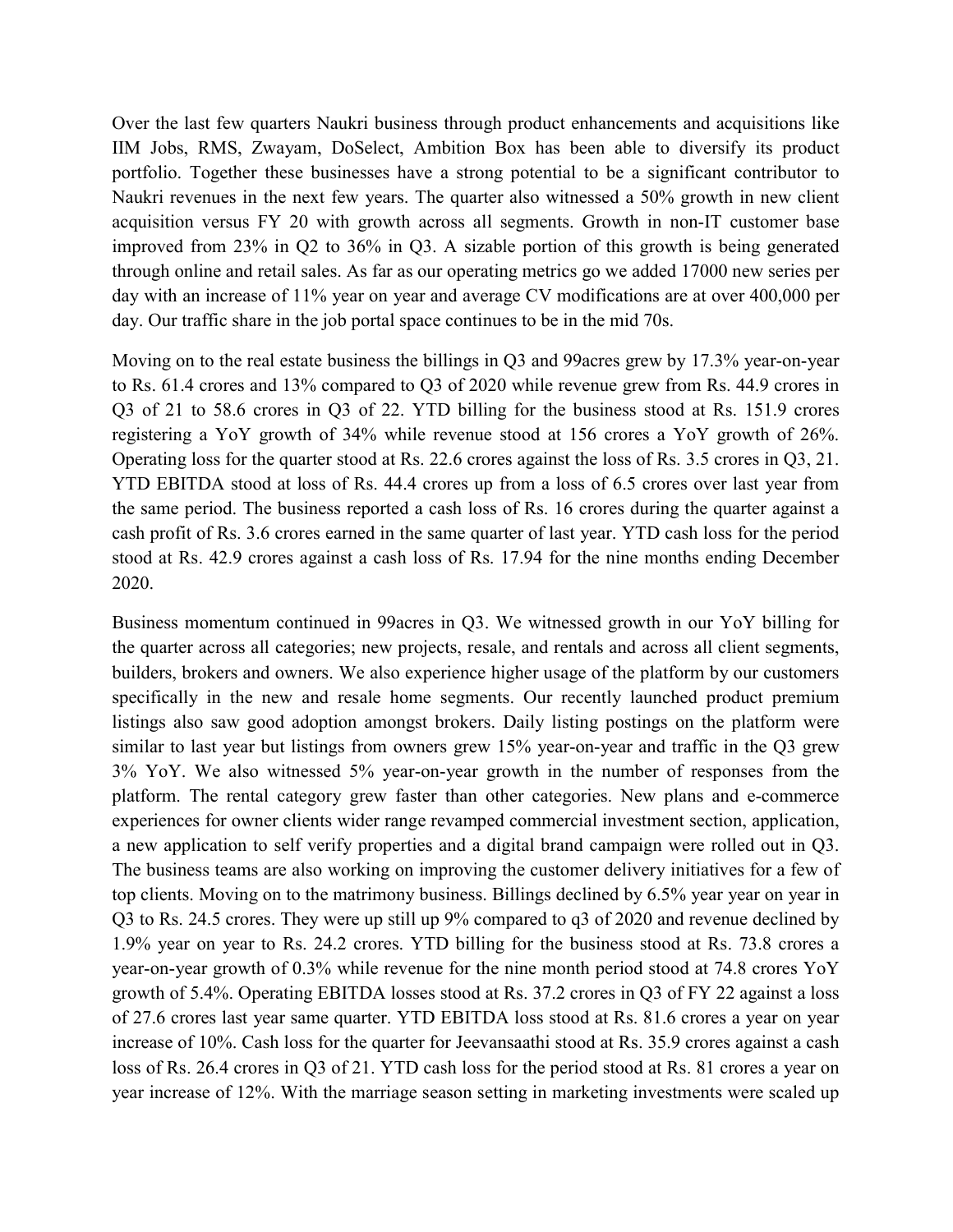Over the last few quarters Naukri business through product enhancements and acquisitions like IIM Jobs, RMS, Zwayam, DoSelect, Ambition Box has been able to diversify its product portfolio. Together these businesses have a strong potential to be a significant contributor to Naukri revenues in the next few years. The quarter also witnessed a 50% growth in new client acquisition versus FY 20 with growth across all segments. Growth in non-IT customer base improved from 23% in Q2 to 36% in Q3. A sizable portion of this growth is being generated through online and retail sales. As far as our operating metrics go we added 17000 new series per day with an increase of 11% year on year and average CV modifications are at over 400,000 per day. Our traffic share in the job portal space continues to be in the mid 70s.

Moving on to the real estate business the billings in Q3 and 99acres grew by 17.3% year-on-year to Rs. 61.4 crores and 13% compared to Q3 of 2020 while revenue grew from Rs. 44.9 crores in Q3 of 21 to 58.6 crores in Q3 of 22. YTD billing for the business stood at Rs. 151.9 crores registering a YoY growth of 34% while revenue stood at 156 crores a YoY growth of 26%. Operating loss for the quarter stood at Rs. 22.6 crores against the loss of Rs. 3.5 crores in Q3, 21. YTD EBITDA stood at loss of Rs. 44.4 crores up from a loss of 6.5 crores over last year from the same period. The business reported a cash loss of Rs. 16 crores during the quarter against a cash profit of Rs. 3.6 crores earned in the same quarter of last year. YTD cash loss for the period stood at Rs. 42.9 crores against a cash loss of Rs. 17.94 for the nine months ending December 2020.

Business momentum continued in 99acres in Q3. We witnessed growth in our YoY billing for the quarter across all categories; new projects, resale, and rentals and across all client segments, builders, brokers and owners. We also experience higher usage of the platform by our customers specifically in the new and resale home segments. Our recently launched product premium listings also saw good adoption amongst brokers. Daily listing postings on the platform were similar to last year but listings from owners grew 15% year-on-year and traffic in the Q3 grew 3% YoY. We also witnessed 5% year-on-year growth in the number of responses from the platform. The rental category grew faster than other categories. New plans and e-commerce experiences for owner clients wider range revamped commercial investment section, application, a new application to self verify properties and a digital brand campaign were rolled out in Q3. The business teams are also working on improving the customer delivery initiatives for a few of top clients. Moving on to the matrimony business. Billings declined by 6.5% year year on year in Q3 to Rs. 24.5 crores. They were up still up 9% compared to q3 of 2020 and revenue declined by 1.9% year on year to Rs. 24.2 crores. YTD billing for the business stood at Rs. 73.8 crores a year-on-year growth of 0.3% while revenue for the nine month period stood at 74.8 crores YoY growth of 5.4%. Operating EBITDA losses stood at Rs. 37.2 crores in Q3 of FY 22 against a loss of 27.6 crores last year same quarter. YTD EBITDA loss stood at Rs. 81.6 crores a year on year increase of 10%. Cash loss for the quarter for Jeevansaathi stood at Rs. 35.9 crores against a cash loss of Rs. 26.4 crores in Q3 of 21. YTD cash loss for the period stood at Rs. 81 crores a year on year increase of 12%. With the marriage season setting in marketing investments were scaled up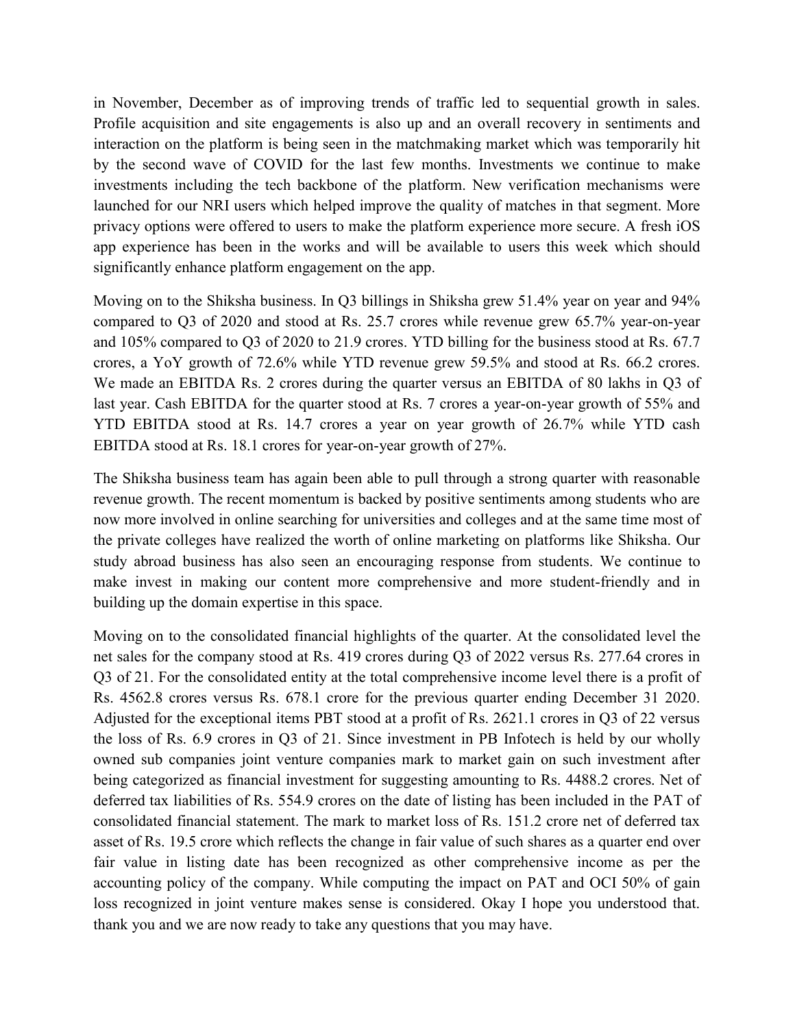in November, December as of improving trends of traffic led to sequential growth in sales. Profile acquisition and site engagements is also up and an overall recovery in sentiments and interaction on the platform is being seen in the matchmaking market which was temporarily hit by the second wave of COVID for the last few months. Investments we continue to make investments including the tech backbone of the platform. New verification mechanisms were launched for our NRI users which helped improve the quality of matches in that segment. More privacy options were offered to users to make the platform experience more secure. A fresh iOS app experience has been in the works and will be available to users this week which should significantly enhance platform engagement on the app.

Moving on to the Shiksha business. In Q3 billings in Shiksha grew 51.4% year on year and 94% compared to Q3 of 2020 and stood at Rs. 25.7 crores while revenue grew 65.7% year-on-year and 105% compared to Q3 of 2020 to 21.9 crores. YTD billing for the business stood at Rs. 67.7 crores, a YoY growth of 72.6% while YTD revenue grew 59.5% and stood at Rs. 66.2 crores. We made an EBITDA Rs. 2 crores during the quarter versus an EBITDA of 80 lakhs in Q3 of last year. Cash EBITDA for the quarter stood at Rs. 7 crores a year-on-year growth of 55% and YTD EBITDA stood at Rs. 14.7 crores a year on year growth of 26.7% while YTD cash EBITDA stood at Rs. 18.1 crores for year-on-year growth of 27%.

The Shiksha business team has again been able to pull through a strong quarter with reasonable revenue growth. The recent momentum is backed by positive sentiments among students who are now more involved in online searching for universities and colleges and at the same time most of the private colleges have realized the worth of online marketing on platforms like Shiksha. Our study abroad business has also seen an encouraging response from students. We continue to make invest in making our content more comprehensive and more student-friendly and in building up the domain expertise in this space.

Moving on to the consolidated financial highlights of the quarter. At the consolidated level the net sales for the company stood at Rs. 419 crores during Q3 of 2022 versus Rs. 277.64 crores in Q3 of 21. For the consolidated entity at the total comprehensive income level there is a profit of Rs. 4562.8 crores versus Rs. 678.1 crore for the previous quarter ending December 31 2020. Adjusted for the exceptional items PBT stood at a profit of Rs. 2621.1 crores in Q3 of 22 versus the loss of Rs. 6.9 crores in Q3 of 21. Since investment in PB Infotech is held by our wholly owned sub companies joint venture companies mark to market gain on such investment after being categorized as financial investment for suggesting amounting to Rs. 4488.2 crores. Net of deferred tax liabilities of Rs. 554.9 crores on the date of listing has been included in the PAT of consolidated financial statement. The mark to market loss of Rs. 151.2 crore net of deferred tax asset of Rs. 19.5 crore which reflects the change in fair value of such shares as a quarter end over fair value in listing date has been recognized as other comprehensive income as per the accounting policy of the company. While computing the impact on PAT and OCI 50% of gain loss recognized in joint venture makes sense is considered. Okay I hope you understood that. thank you and we are now ready to take any questions that you may have.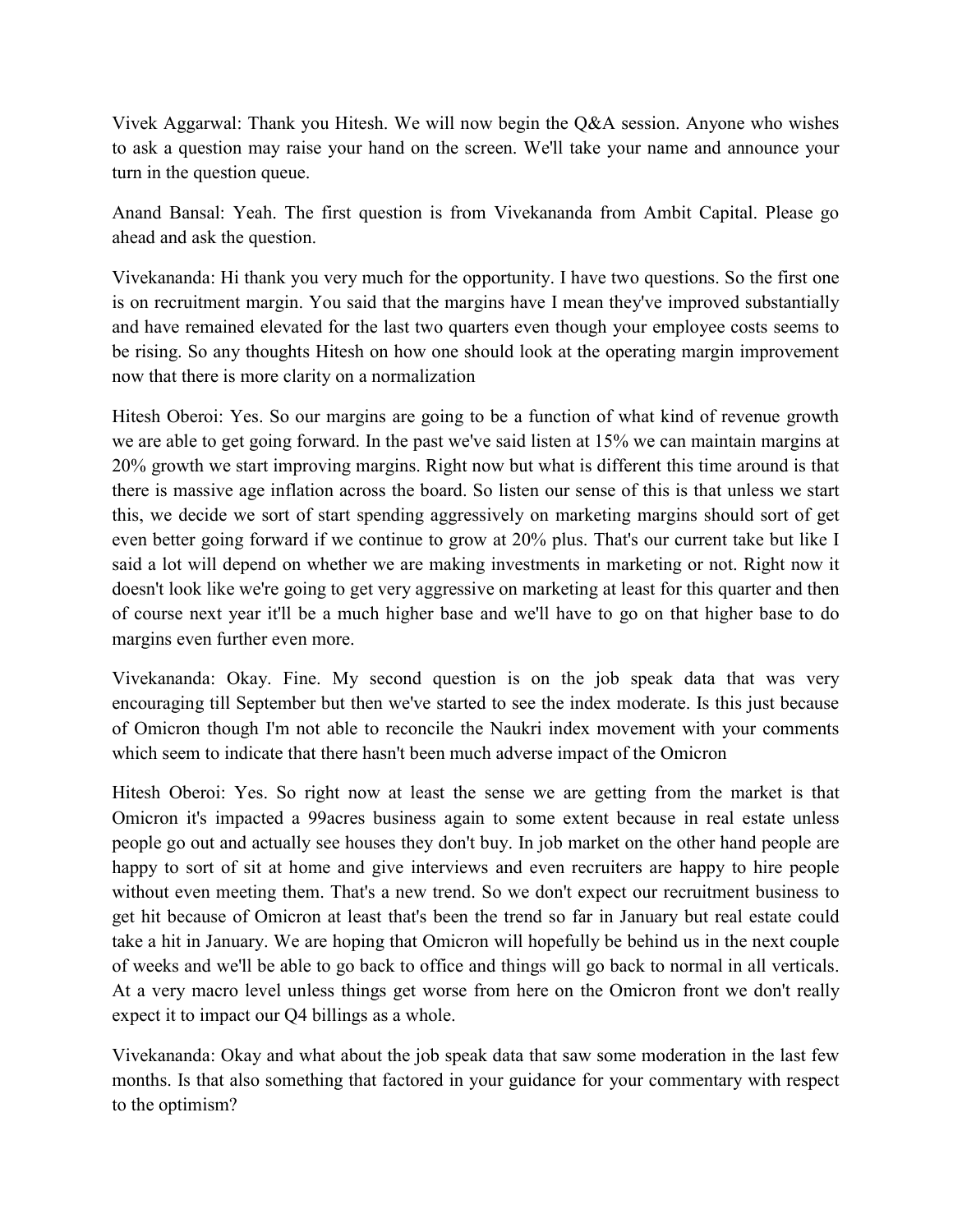Vivek Aggarwal: Thank you Hitesh. We will now begin the Q&A session. Anyone who wishes to ask a question may raise your hand on the screen. We'll take your name and announce your turn in the question queue.

Anand Bansal: Yeah. The first question is from Vivekananda from Ambit Capital. Please go ahead and ask the question.

Vivekananda: Hi thank you very much for the opportunity. I have two questions. So the first one is on recruitment margin. You said that the margins have I mean they've improved substantially and have remained elevated for the last two quarters even though your employee costs seems to be rising. So any thoughts Hitesh on how one should look at the operating margin improvement now that there is more clarity on a normalization

Hitesh Oberoi: Yes. So our margins are going to be a function of what kind of revenue growth we are able to get going forward. In the past we've said listen at 15% we can maintain margins at 20% growth we start improving margins. Right now but what is different this time around is that there is massive age inflation across the board. So listen our sense of this is that unless we start this, we decide we sort of start spending aggressively on marketing margins should sort of get even better going forward if we continue to grow at 20% plus. That's our current take but like I said a lot will depend on whether we are making investments in marketing or not. Right now it doesn't look like we're going to get very aggressive on marketing at least for this quarter and then of course next year it'll be a much higher base and we'll have to go on that higher base to do margins even further even more.

Vivekananda: Okay. Fine. My second question is on the job speak data that was very encouraging till September but then we've started to see the index moderate. Is this just because of Omicron though I'm not able to reconcile the Naukri index movement with your comments which seem to indicate that there hasn't been much adverse impact of the Omicron

Hitesh Oberoi: Yes. So right now at least the sense we are getting from the market is that Omicron it's impacted a 99acres business again to some extent because in real estate unless people go out and actually see houses they don't buy. In job market on the other hand people are happy to sort of sit at home and give interviews and even recruiters are happy to hire people without even meeting them. That's a new trend. So we don't expect our recruitment business to get hit because of Omicron at least that's been the trend so far in January but real estate could take a hit in January. We are hoping that Omicron will hopefully be behind us in the next couple of weeks and we'll be able to go back to office and things will go back to normal in all verticals. At a very macro level unless things get worse from here on the Omicron front we don't really expect it to impact our Q4 billings as a whole.

Vivekananda: Okay and what about the job speak data that saw some moderation in the last few months. Is that also something that factored in your guidance for your commentary with respect to the optimism?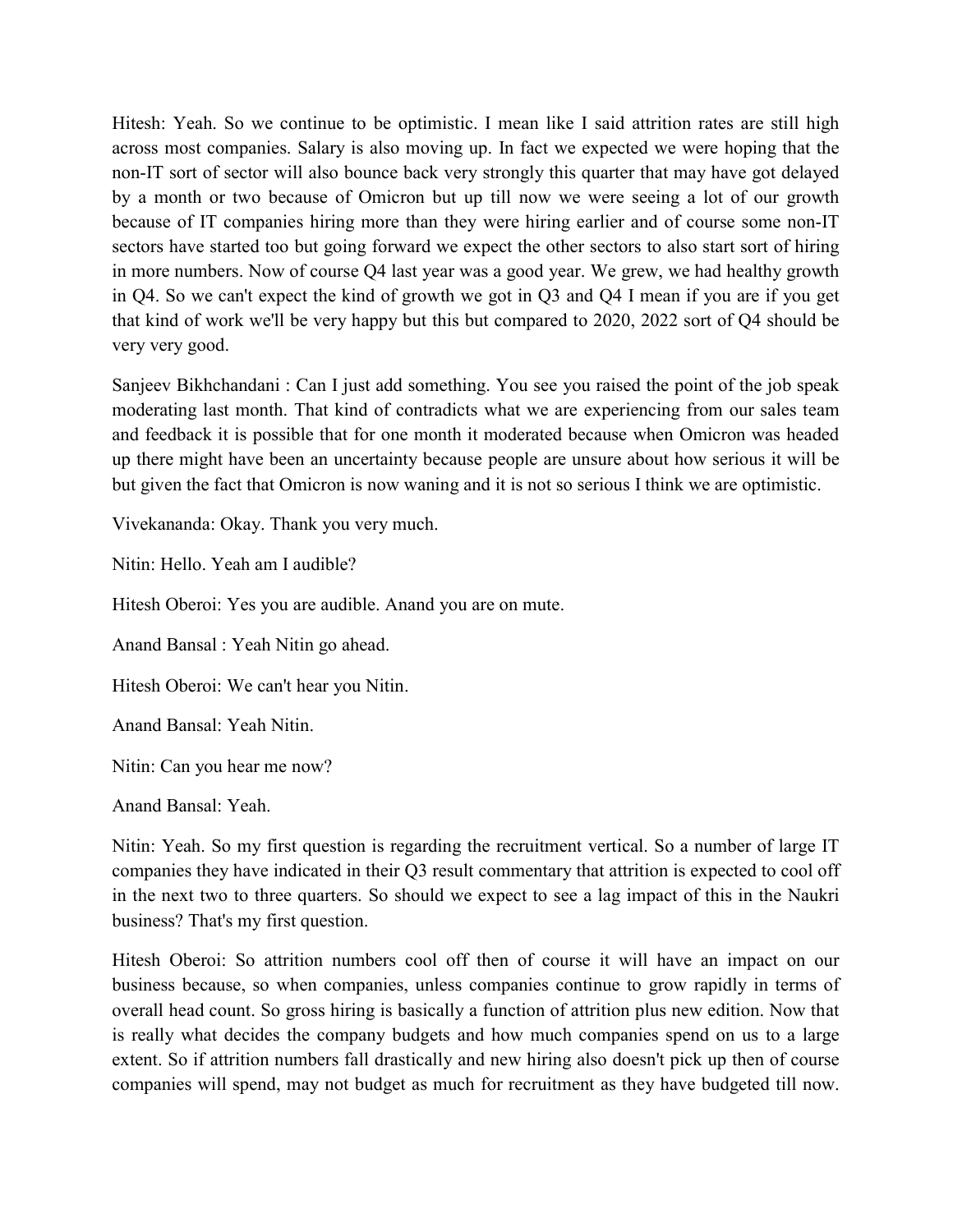Hitesh: Yeah. So we continue to be optimistic. I mean like I said attrition rates are still high across most companies. Salary is also moving up. In fact we expected we were hoping that the non-IT sort of sector will also bounce back very strongly this quarter that may have got delayed by a month or two because of Omicron but up till now we were seeing a lot of our growth because of IT companies hiring more than they were hiring earlier and of course some non-IT sectors have started too but going forward we expect the other sectors to also start sort of hiring in more numbers. Now of course Q4 last year was a good year. We grew, we had healthy growth in Q4. So we can't expect the kind of growth we got in Q3 and Q4 I mean if you are if you get that kind of work we'll be very happy but this but compared to 2020, 2022 sort of Q4 should be very very good.

Sanjeev Bikhchandani : Can I just add something. You see you raised the point of the job speak moderating last month. That kind of contradicts what we are experiencing from our sales team and feedback it is possible that for one month it moderated because when Omicron was headed up there might have been an uncertainty because people are unsure about how serious it will be but given the fact that Omicron is now waning and it is not so serious I think we are optimistic.

Vivekananda: Okay. Thank you very much.

Nitin: Hello. Yeah am I audible?

Hitesh Oberoi: Yes you are audible. Anand you are on mute.

Anand Bansal : Yeah Nitin go ahead.

Hitesh Oberoi: We can't hear you Nitin.

Anand Bansal: Yeah Nitin.

Nitin: Can you hear me now?

Anand Bansal: Yeah.

Nitin: Yeah. So my first question is regarding the recruitment vertical. So a number of large IT companies they have indicated in their Q3 result commentary that attrition is expected to cool off in the next two to three quarters. So should we expect to see a lag impact of this in the Naukri business? That's my first question.

Hitesh Oberoi: So attrition numbers cool off then of course it will have an impact on our business because, so when companies, unless companies continue to grow rapidly in terms of overall head count. So gross hiring is basically a function of attrition plus new edition. Now that is really what decides the company budgets and how much companies spend on us to a large extent. So if attrition numbers fall drastically and new hiring also doesn't pick up then of course companies will spend, may not budget as much for recruitment as they have budgeted till now.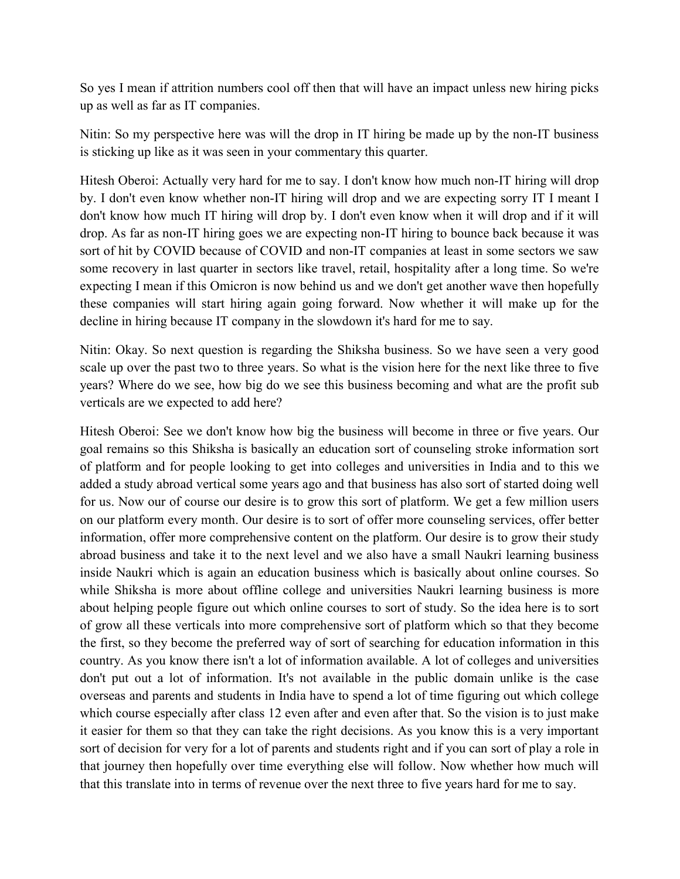So yes I mean if attrition numbers cool off then that will have an impact unless new hiring picks up as well as far as IT companies.

Nitin: So my perspective here was will the drop in IT hiring be made up by the non-IT business is sticking up like as it was seen in your commentary this quarter.

Hitesh Oberoi: Actually very hard for me to say. I don't know how much non-IT hiring will drop by. I don't even know whether non-IT hiring will drop and we are expecting sorry IT I meant I don't know how much IT hiring will drop by. I don't even know when it will drop and if it will drop. As far as non-IT hiring goes we are expecting non-IT hiring to bounce back because it was sort of hit by COVID because of COVID and non-IT companies at least in some sectors we saw some recovery in last quarter in sectors like travel, retail, hospitality after a long time. So we're expecting I mean if this Omicron is now behind us and we don't get another wave then hopefully these companies will start hiring again going forward. Now whether it will make up for the decline in hiring because IT company in the slowdown it's hard for me to say.

Nitin: Okay. So next question is regarding the Shiksha business. So we have seen a very good scale up over the past two to three years. So what is the vision here for the next like three to five years? Where do we see, how big do we see this business becoming and what are the profit sub verticals are we expected to add here?

Hitesh Oberoi: See we don't know how big the business will become in three or five years. Our goal remains so this Shiksha is basically an education sort of counseling stroke information sort of platform and for people looking to get into colleges and universities in India and to this we added a study abroad vertical some years ago and that business has also sort of started doing well for us. Now our of course our desire is to grow this sort of platform. We get a few million users on our platform every month. Our desire is to sort of offer more counseling services, offer better information, offer more comprehensive content on the platform. Our desire is to grow their study abroad business and take it to the next level and we also have a small Naukri learning business inside Naukri which is again an education business which is basically about online courses. So while Shiksha is more about offline college and universities Naukri learning business is more about helping people figure out which online courses to sort of study. So the idea here is to sort of grow all these verticals into more comprehensive sort of platform which so that they become the first, so they become the preferred way of sort of searching for education information in this country. As you know there isn't a lot of information available. A lot of colleges and universities don't put out a lot of information. It's not available in the public domain unlike is the case overseas and parents and students in India have to spend a lot of time figuring out which college which course especially after class 12 even after and even after that. So the vision is to just make it easier for them so that they can take the right decisions. As you know this is a very important sort of decision for very for a lot of parents and students right and if you can sort of play a role in that journey then hopefully over time everything else will follow. Now whether how much will that this translate into in terms of revenue over the next three to five years hard for me to say.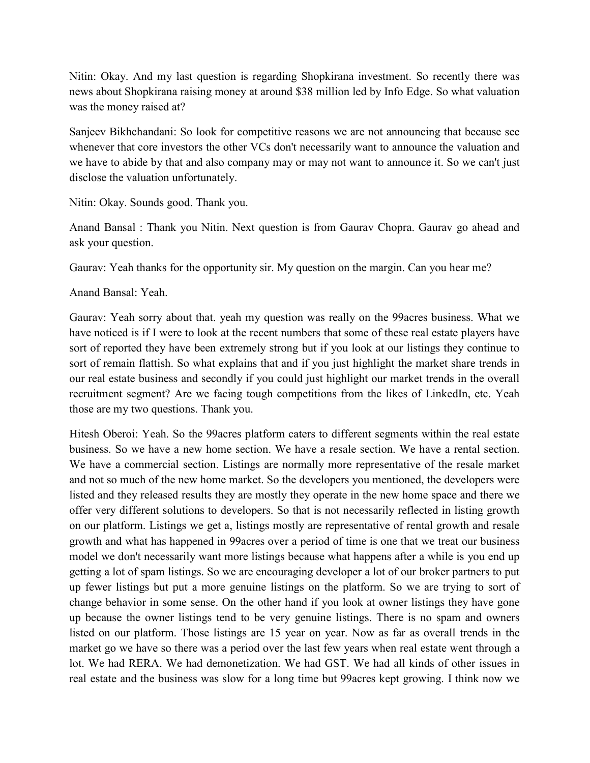Nitin: Okay. And my last question is regarding Shopkirana investment. So recently there was news about Shopkirana raising money at around $38 million led by Info Edge. So what valuation was the money raised at?

Sanjeev Bikhchandani: So look for competitive reasons we are not announcing that because see whenever that core investors the other VCs don't necessarily want to announce the valuation and we have to abide by that and also company may or may not want to announce it. So we can't just disclose the valuation unfortunately.

Nitin: Okay. Sounds good. Thank you.

Anand Bansal : Thank you Nitin. Next question is from Gaurav Chopra. Gaurav go ahead and ask your question.

Gaurav: Yeah thanks for the opportunity sir. My question on the margin. Can you hear me?

Anand Bansal: Yeah.

Gaurav: Yeah sorry about that. yeah my question was really on the 99acres business. What we have noticed is if I were to look at the recent numbers that some of these real estate players have sort of reported they have been extremely strong but if you look at our listings they continue to sort of remain flattish. So what explains that and if you just highlight the market share trends in our real estate business and secondly if you could just highlight our market trends in the overall recruitment segment? Are we facing tough competitions from the likes of LinkedIn, etc. Yeah those are my two questions. Thank you.

Hitesh Oberoi: Yeah. So the 99acres platform caters to different segments within the real estate business. So we have a new home section. We have a resale section. We have a rental section. We have a commercial section. Listings are normally more representative of the resale market and not so much of the new home market. So the developers you mentioned, the developers were listed and they released results they are mostly they operate in the new home space and there we offer very different solutions to developers. So that is not necessarily reflected in listing growth on our platform. Listings we get a, listings mostly are representative of rental growth and resale growth and what has happened in 99acres over a period of time is one that we treat our business model we don't necessarily want more listings because what happens after a while is you end up getting a lot of spam listings. So we are encouraging developer a lot of our broker partners to put up fewer listings but put a more genuine listings on the platform. So we are trying to sort of change behavior in some sense. On the other hand if you look at owner listings they have gone up because the owner listings tend to be very genuine listings. There is no spam and owners listed on our platform. Those listings are 15 year on year. Now as far as overall trends in the market go we have so there was a period over the last few years when real estate went through a lot. We had RERA. We had demonetization. We had GST. We had all kinds of other issues in real estate and the business was slow for a long time but 99acres kept growing. I think now we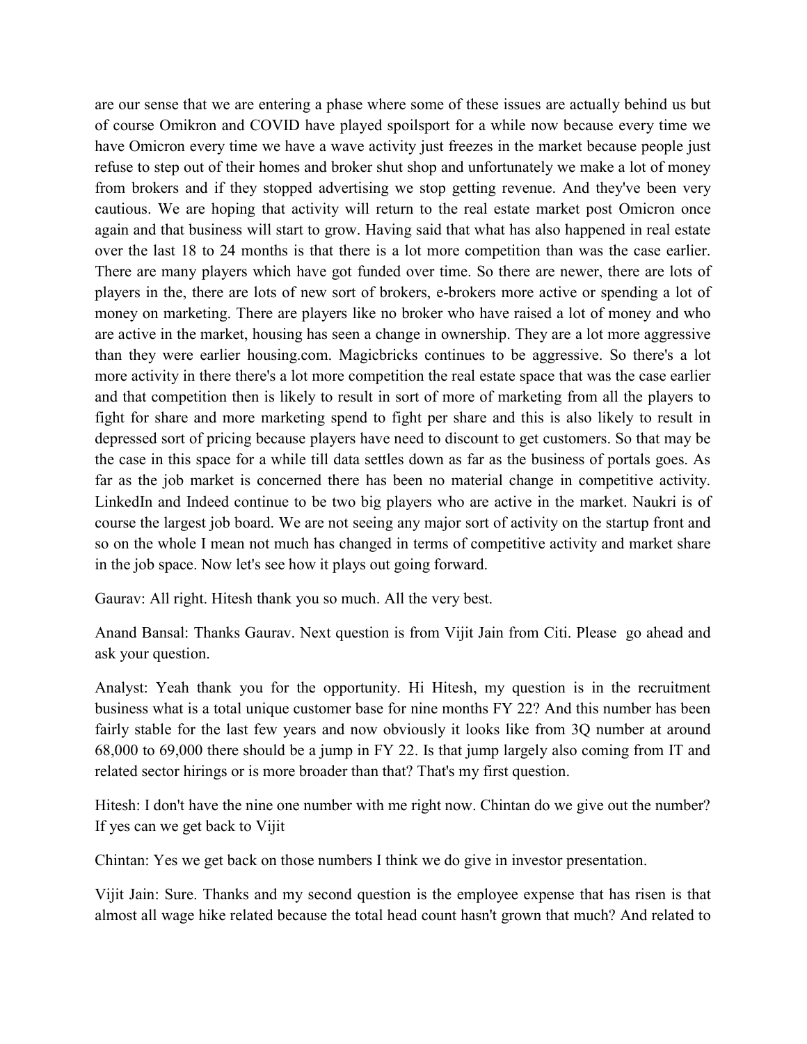are our sense that we are entering a phase where some of these issues are actually behind us but of course Omikron and COVID have played spoilsport for a while now because every time we have Omicron every time we have a wave activity just freezes in the market because people just refuse to step out of their homes and broker shut shop and unfortunately we make a lot of money from brokers and if they stopped advertising we stop getting revenue. And they've been very cautious. We are hoping that activity will return to the real estate market post Omicron once again and that business will start to grow. Having said that what has also happened in real estate over the last 18 to 24 months is that there is a lot more competition than was the case earlier. There are many players which have got funded over time. So there are newer, there are lots of players in the, there are lots of new sort of brokers, e-brokers more active or spending a lot of money on marketing. There are players like no broker who have raised a lot of money and who are active in the market, housing has seen a change in ownership. They are a lot more aggressive than they were earlier housing.com. Magicbricks continues to be aggressive. So there's a lot more activity in there there's a lot more competition the real estate space that was the case earlier and that competition then is likely to result in sort of more of marketing from all the players to fight for share and more marketing spend to fight per share and this is also likely to result in depressed sort of pricing because players have need to discount to get customers. So that may be the case in this space for a while till data settles down as far as the business of portals goes. As far as the job market is concerned there has been no material change in competitive activity. LinkedIn and Indeed continue to be two big players who are active in the market. Naukri is of course the largest job board. We are not seeing any major sort of activity on the startup front and so on the whole I mean not much has changed in terms of competitive activity and market share in the job space. Now let's see how it plays out going forward.

Gaurav: All right. Hitesh thank you so much. All the very best.

Anand Bansal: Thanks Gaurav. Next question is from Vijit Jain from Citi. Please go ahead and ask your question.

Analyst: Yeah thank you for the opportunity. Hi Hitesh, my question is in the recruitment business what is a total unique customer base for nine months FY 22? And this number has been fairly stable for the last few years and now obviously it looks like from 3Q number at around 68,000 to 69,000 there should be a jump in FY 22. Is that jump largely also coming from IT and related sector hirings or is more broader than that? That's my first question.

Hitesh: I don't have the nine one number with me right now. Chintan do we give out the number? If yes can we get back to Vijit

Chintan: Yes we get back on those numbers I think we do give in investor presentation.

Vijit Jain: Sure. Thanks and my second question is the employee expense that has risen is that almost all wage hike related because the total head count hasn't grown that much? And related to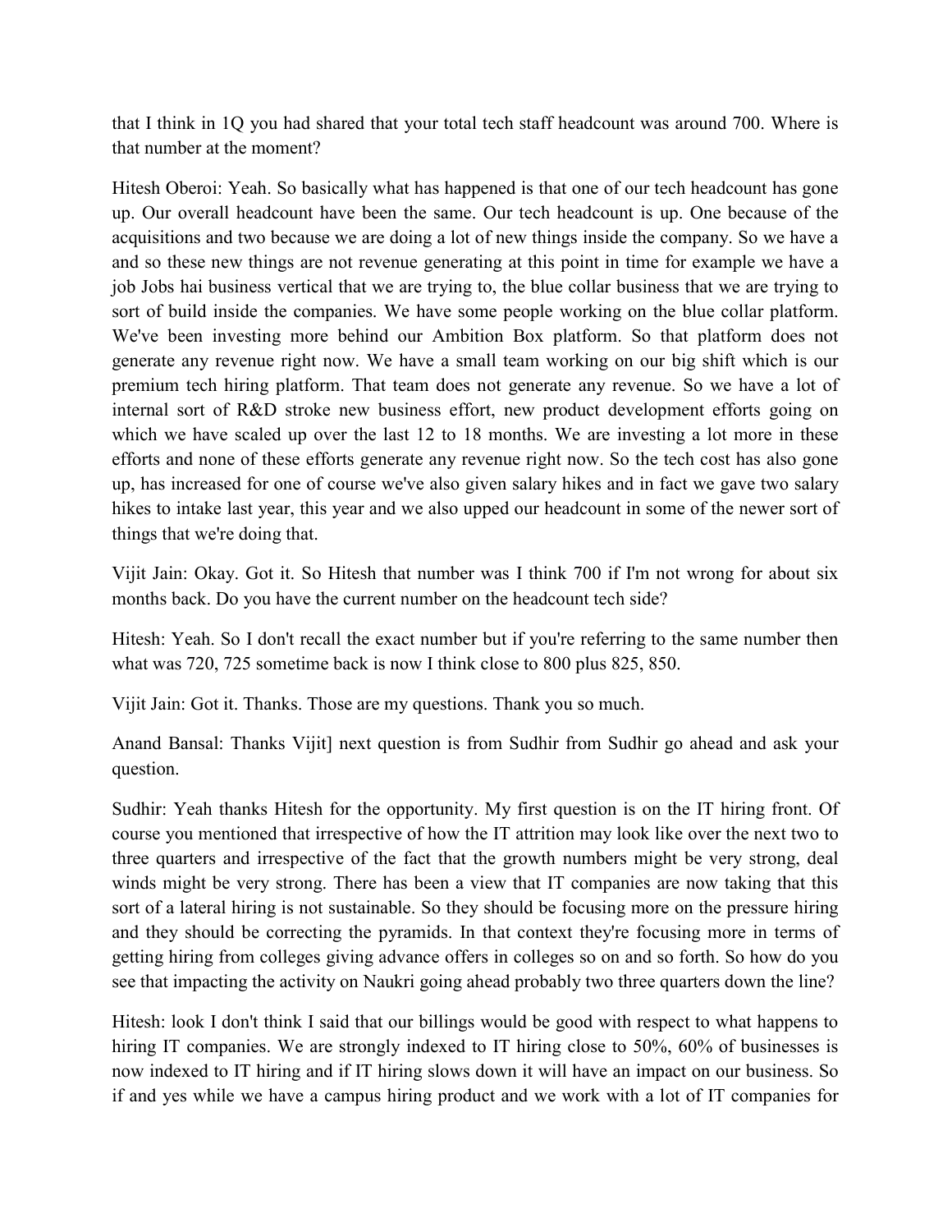that I think in 1Q you had shared that your total tech staff headcount was around 700. Where is that number at the moment?

Hitesh Oberoi: Yeah. So basically what has happened is that one of our tech headcount has gone up. Our overall headcount have been the same. Our tech headcount is up. One because of the acquisitions and two because we are doing a lot of new things inside the company. So we have a and so these new things are not revenue generating at this point in time for example we have a job Jobs hai business vertical that we are trying to, the blue collar business that we are trying to sort of build inside the companies. We have some people working on the blue collar platform. We've been investing more behind our Ambition Box platform. So that platform does not generate any revenue right now. We have a small team working on our big shift which is our premium tech hiring platform. That team does not generate any revenue. So we have a lot of internal sort of R&D stroke new business effort, new product development efforts going on which we have scaled up over the last 12 to 18 months. We are investing a lot more in these efforts and none of these efforts generate any revenue right now. So the tech cost has also gone up, has increased for one of course we've also given salary hikes and in fact we gave two salary hikes to intake last year, this year and we also upped our headcount in some of the newer sort of things that we're doing that.

Vijit Jain: Okay. Got it. So Hitesh that number was I think 700 if I'm not wrong for about six months back. Do you have the current number on the headcount tech side?

Hitesh: Yeah. So I don't recall the exact number but if you're referring to the same number then what was 720, 725 sometime back is now I think close to 800 plus 825, 850.

Vijit Jain: Got it. Thanks. Those are my questions. Thank you so much.

Anand Bansal: Thanks Vijit] next question is from Sudhir from Sudhir go ahead and ask your question.

Sudhir: Yeah thanks Hitesh for the opportunity. My first question is on the IT hiring front. Of course you mentioned that irrespective of how the IT attrition may look like over the next two to three quarters and irrespective of the fact that the growth numbers might be very strong, deal winds might be very strong. There has been a view that IT companies are now taking that this sort of a lateral hiring is not sustainable. So they should be focusing more on the pressure hiring and they should be correcting the pyramids. In that context they're focusing more in terms of getting hiring from colleges giving advance offers in colleges so on and so forth. So how do you see that impacting the activity on Naukri going ahead probably two three quarters down the line?

Hitesh: look I don't think I said that our billings would be good with respect to what happens to hiring IT companies. We are strongly indexed to IT hiring close to 50%, 60% of businesses is now indexed to IT hiring and if IT hiring slows down it will have an impact on our business. So if and yes while we have a campus hiring product and we work with a lot of IT companies for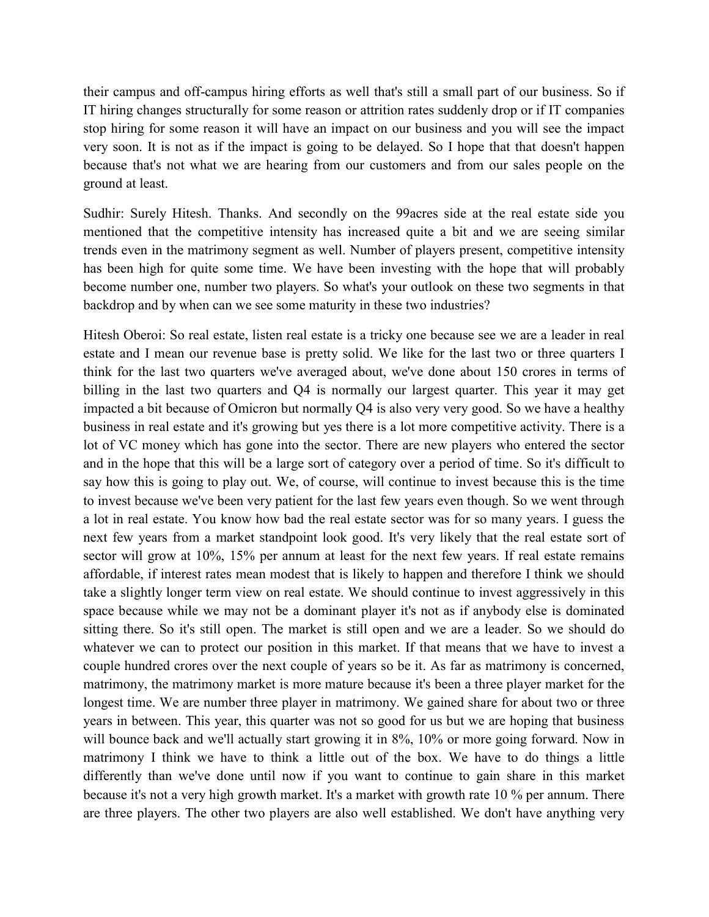their campus and off-campus hiring efforts as well that's still a small part of our business. So if IT hiring changes structurally for some reason or attrition rates suddenly drop or if IT companies stop hiring for some reason it will have an impact on our business and you will see the impact very soon. It is not as if the impact is going to be delayed. So I hope that that doesn't happen because that's not what we are hearing from our customers and from our sales people on the ground at least.

Sudhir: Surely Hitesh. Thanks. And secondly on the 99acres side at the real estate side you mentioned that the competitive intensity has increased quite a bit and we are seeing similar trends even in the matrimony segment as well. Number of players present, competitive intensity has been high for quite some time. We have been investing with the hope that will probably become number one, number two players. So what's your outlook on these two segments in that backdrop and by when can we see some maturity in these two industries?

Hitesh Oberoi: So real estate, listen real estate is a tricky one because see we are a leader in real estate and I mean our revenue base is pretty solid. We like for the last two or three quarters I think for the last two quarters we've averaged about, we've done about 150 crores in terms of billing in the last two quarters and Q4 is normally our largest quarter. This year it may get impacted a bit because of Omicron but normally Q4 is also very very good. So we have a healthy business in real estate and it's growing but yes there is a lot more competitive activity. There is a lot of VC money which has gone into the sector. There are new players who entered the sector and in the hope that this will be a large sort of category over a period of time. So it's difficult to say how this is going to play out. We, of course, will continue to invest because this is the time to invest because we've been very patient for the last few years even though. So we went through a lot in real estate. You know how bad the real estate sector was for so many years. I guess the next few years from a market standpoint look good. It's very likely that the real estate sort of sector will grow at 10%, 15% per annum at least for the next few years. If real estate remains affordable, if interest rates mean modest that is likely to happen and therefore I think we should take a slightly longer term view on real estate. We should continue to invest aggressively in this space because while we may not be a dominant player it's not as if anybody else is dominated sitting there. So it's still open. The market is still open and we are a leader. So we should do whatever we can to protect our position in this market. If that means that we have to invest a couple hundred crores over the next couple of years so be it. As far as matrimony is concerned, matrimony, the matrimony market is more mature because it's been a three player market for the longest time. We are number three player in matrimony. We gained share for about two or three years in between. This year, this quarter was not so good for us but we are hoping that business will bounce back and we'll actually start growing it in 8%, 10% or more going forward. Now in matrimony I think we have to think a little out of the box. We have to do things a little differently than we've done until now if you want to continue to gain share in this market because it's not a very high growth market. It's a market with growth rate 10 % per annum. There are three players. The other two players are also well established. We don't have anything very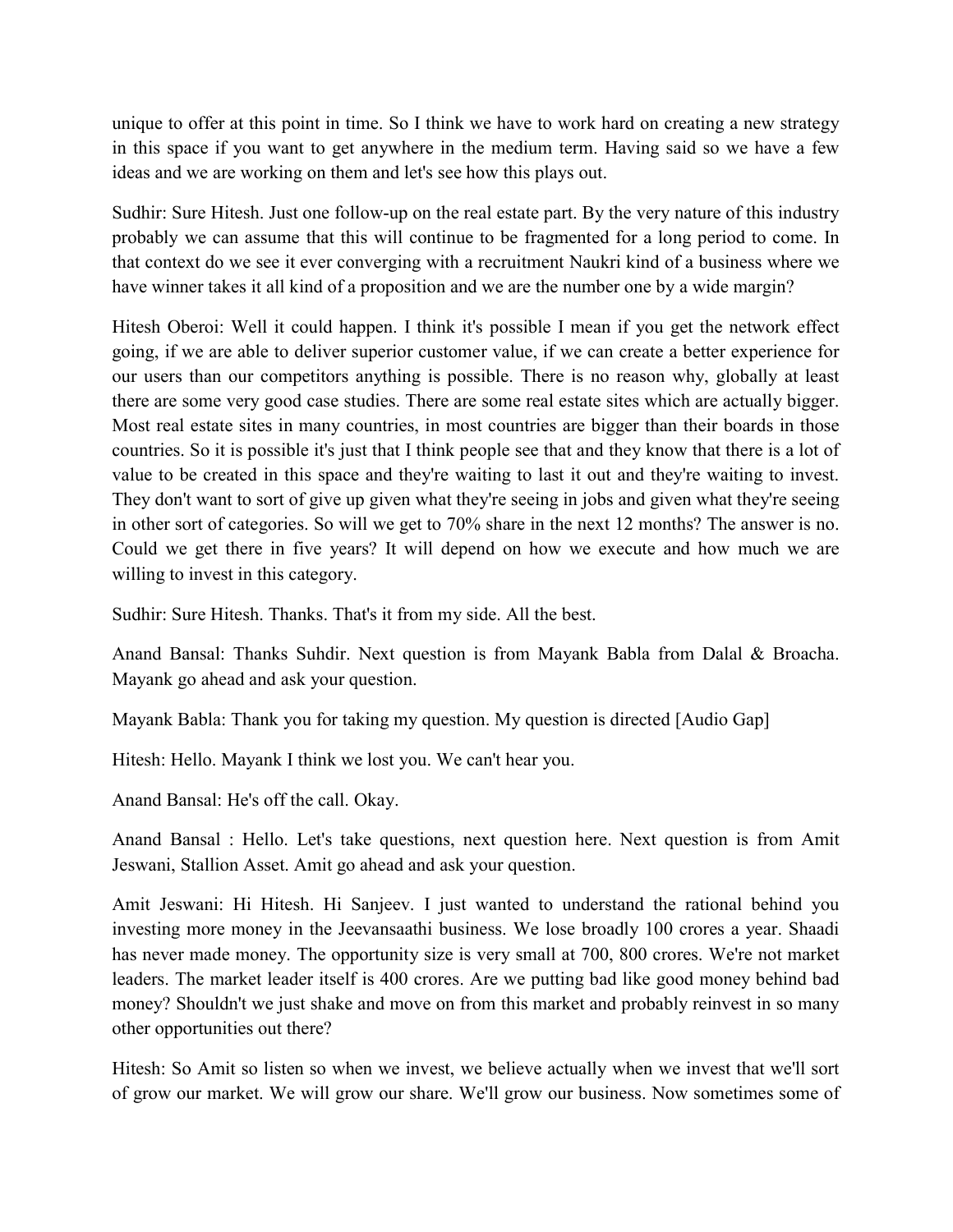unique to offer at this point in time. So I think we have to work hard on creating a new strategy in this space if you want to get anywhere in the medium term. Having said so we have a few ideas and we are working on them and let's see how this plays out.

Sudhir: Sure Hitesh. Just one follow-up on the real estate part. By the very nature of this industry probably we can assume that this will continue to be fragmented for a long period to come. In that context do we see it ever converging with a recruitment Naukri kind of a business where we have winner takes it all kind of a proposition and we are the number one by a wide margin?

Hitesh Oberoi: Well it could happen. I think it's possible I mean if you get the network effect going, if we are able to deliver superior customer value, if we can create a better experience for our users than our competitors anything is possible. There is no reason why, globally at least there are some very good case studies. There are some real estate sites which are actually bigger. Most real estate sites in many countries, in most countries are bigger than their boards in those countries. So it is possible it's just that I think people see that and they know that there is a lot of value to be created in this space and they're waiting to last it out and they're waiting to invest. They don't want to sort of give up given what they're seeing in jobs and given what they're seeing in other sort of categories. So will we get to 70% share in the next 12 months? The answer is no. Could we get there in five years? It will depend on how we execute and how much we are willing to invest in this category.

Sudhir: Sure Hitesh. Thanks. That's it from my side. All the best.

Anand Bansal: Thanks Suhdir. Next question is from Mayank Babla from Dalal & Broacha. Mayank go ahead and ask your question.

Mayank Babla: Thank you for taking my question. My question is directed [Audio Gap]

Hitesh: Hello. Mayank I think we lost you. We can't hear you.

Anand Bansal: He's off the call. Okay.

Anand Bansal : Hello. Let's take questions, next question here. Next question is from Amit Jeswani, Stallion Asset. Amit go ahead and ask your question.

Amit Jeswani: Hi Hitesh. Hi Sanjeev. I just wanted to understand the rational behind you investing more money in the Jeevansaathi business. We lose broadly 100 crores a year. Shaadi has never made money. The opportunity size is very small at 700, 800 crores. We're not market leaders. The market leader itself is 400 crores. Are we putting bad like good money behind bad money? Shouldn't we just shake and move on from this market and probably reinvest in so many other opportunities out there?

Hitesh: So Amit so listen so when we invest, we believe actually when we invest that we'll sort of grow our market. We will grow our share. We'll grow our business. Now sometimes some of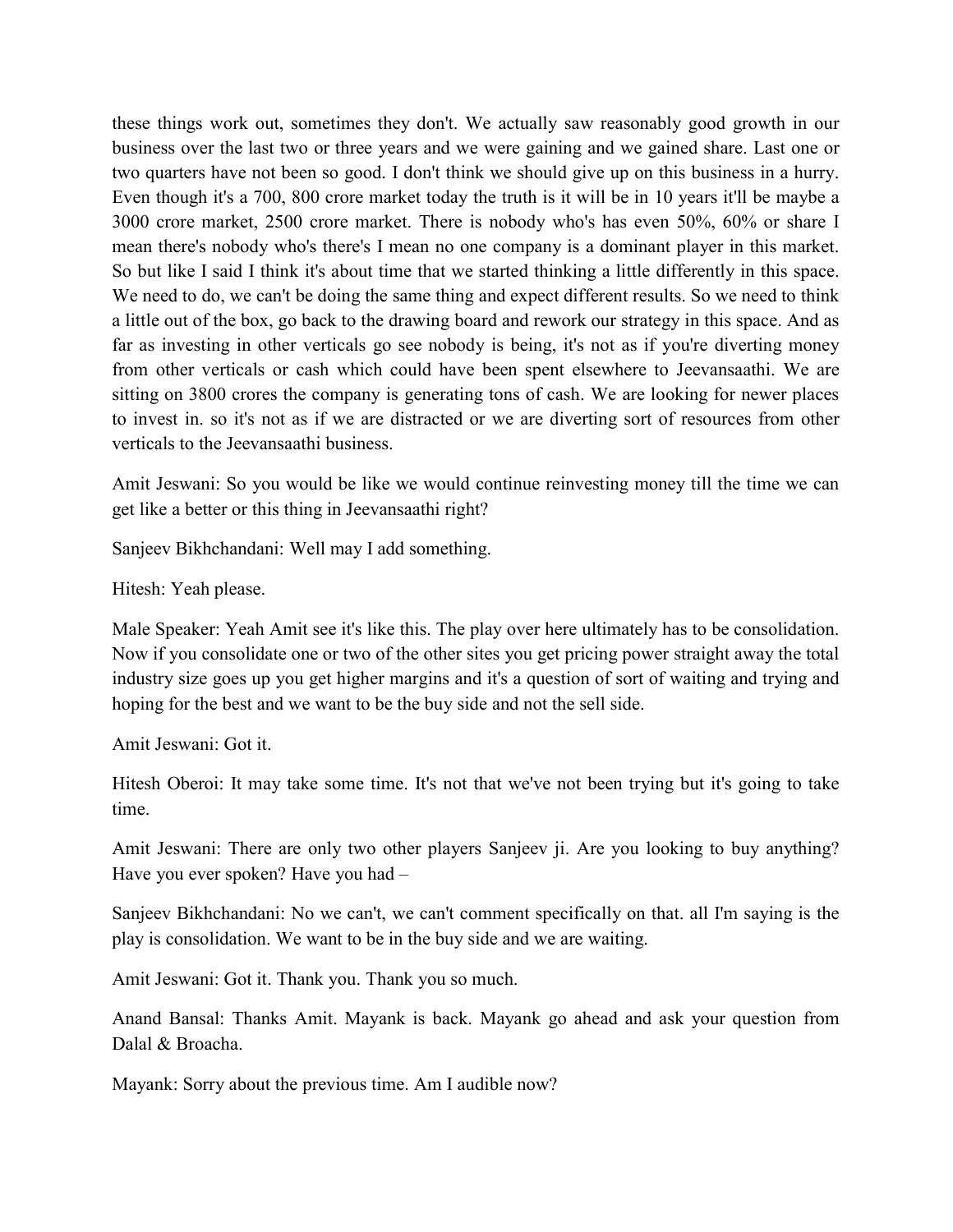these things work out, sometimes they don't. We actually saw reasonably good growth in our business over the last two or three years and we were gaining and we gained share. Last one or two quarters have not been so good. I don't think we should give up on this business in a hurry. Even though it's a 700, 800 crore market today the truth is it will be in 10 years it'll be maybe a 3000 crore market, 2500 crore market. There is nobody who's has even 50%, 60% or share I mean there's nobody who's there's I mean no one company is a dominant player in this market. So but like I said I think it's about time that we started thinking a little differently in this space. We need to do, we can't be doing the same thing and expect different results. So we need to think a little out of the box, go back to the drawing board and rework our strategy in this space. And as far as investing in other verticals go see nobody is being, it's not as if you're diverting money from other verticals or cash which could have been spent elsewhere to Jeevansaathi. We are sitting on 3800 crores the company is generating tons of cash. We are looking for newer places to invest in. so it's not as if we are distracted or we are diverting sort of resources from other verticals to the Jeevansaathi business.

Amit Jeswani: So you would be like we would continue reinvesting money till the time we can get like a better or this thing in Jeevansaathi right?

Sanjeev Bikhchandani: Well may I add something.

Hitesh: Yeah please.

Male Speaker: Yeah Amit see it's like this. The play over here ultimately has to be consolidation. Now if you consolidate one or two of the other sites you get pricing power straight away the total industry size goes up you get higher margins and it's a question of sort of waiting and trying and hoping for the best and we want to be the buy side and not the sell side.

Amit Jeswani: Got it.

Hitesh Oberoi: It may take some time. It's not that we've not been trying but it's going to take time.

Amit Jeswani: There are only two other players Sanjeev ji. Are you looking to buy anything? Have you ever spoken? Have you had –

Sanjeev Bikhchandani: No we can't, we can't comment specifically on that. all I'm saying is the play is consolidation. We want to be in the buy side and we are waiting.

Amit Jeswani: Got it. Thank you. Thank you so much.

Anand Bansal: Thanks Amit. Mayank is back. Mayank go ahead and ask your question from Dalal & Broacha.

Mayank: Sorry about the previous time. Am I audible now?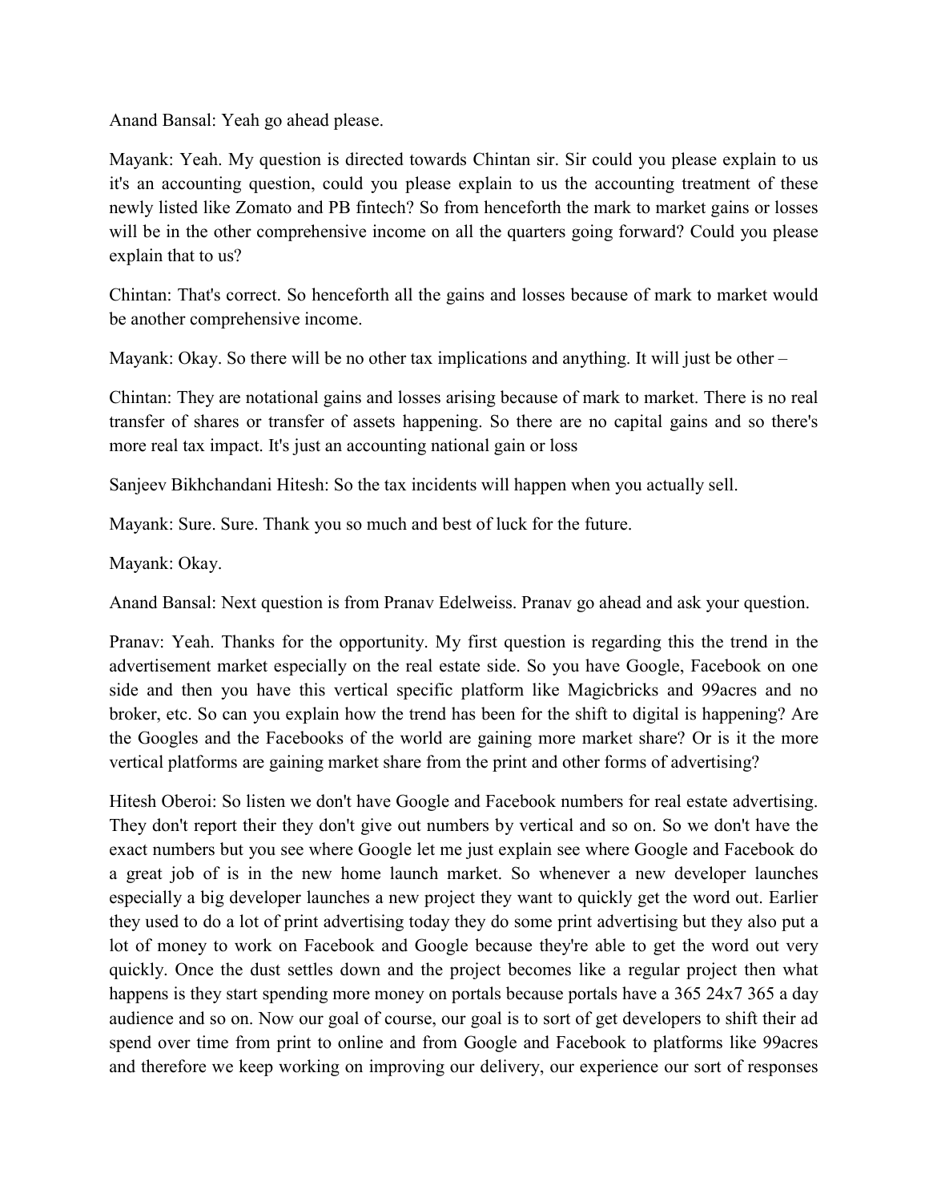Anand Bansal: Yeah go ahead please.

Mayank: Yeah. My question is directed towards Chintan sir. Sir could you please explain to us it's an accounting question, could you please explain to us the accounting treatment of these newly listed like Zomato and PB fintech? So from henceforth the mark to market gains or losses will be in the other comprehensive income on all the quarters going forward? Could you please explain that to us?

Chintan: That's correct. So henceforth all the gains and losses because of mark to market would be another comprehensive income.

Mayank: Okay. So there will be no other tax implications and anything. It will just be other –

Chintan: They are notational gains and losses arising because of mark to market. There is no real transfer of shares or transfer of assets happening. So there are no capital gains and so there's more real tax impact. It's just an accounting national gain or loss

Sanjeev Bikhchandani Hitesh: So the tax incidents will happen when you actually sell.

Mayank: Sure. Sure. Thank you so much and best of luck for the future.

Mayank: Okay.

Anand Bansal: Next question is from Pranav Edelweiss. Pranav go ahead and ask your question.

Pranav: Yeah. Thanks for the opportunity. My first question is regarding this the trend in the advertisement market especially on the real estate side. So you have Google, Facebook on one side and then you have this vertical specific platform like Magicbricks and 99acres and no broker, etc. So can you explain how the trend has been for the shift to digital is happening? Are the Googles and the Facebooks of the world are gaining more market share? Or is it the more vertical platforms are gaining market share from the print and other forms of advertising?

Hitesh Oberoi: So listen we don't have Google and Facebook numbers for real estate advertising. They don't report their they don't give out numbers by vertical and so on. So we don't have the exact numbers but you see where Google let me just explain see where Google and Facebook do a great job of is in the new home launch market. So whenever a new developer launches especially a big developer launches a new project they want to quickly get the word out. Earlier they used to do a lot of print advertising today they do some print advertising but they also put a lot of money to work on Facebook and Google because they're able to get the word out very quickly. Once the dust settles down and the project becomes like a regular project then what happens is they start spending more money on portals because portals have a 365 24x7 365 a day audience and so on. Now our goal of course, our goal is to sort of get developers to shift their ad spend over time from print to online and from Google and Facebook to platforms like 99acres and therefore we keep working on improving our delivery, our experience our sort of responses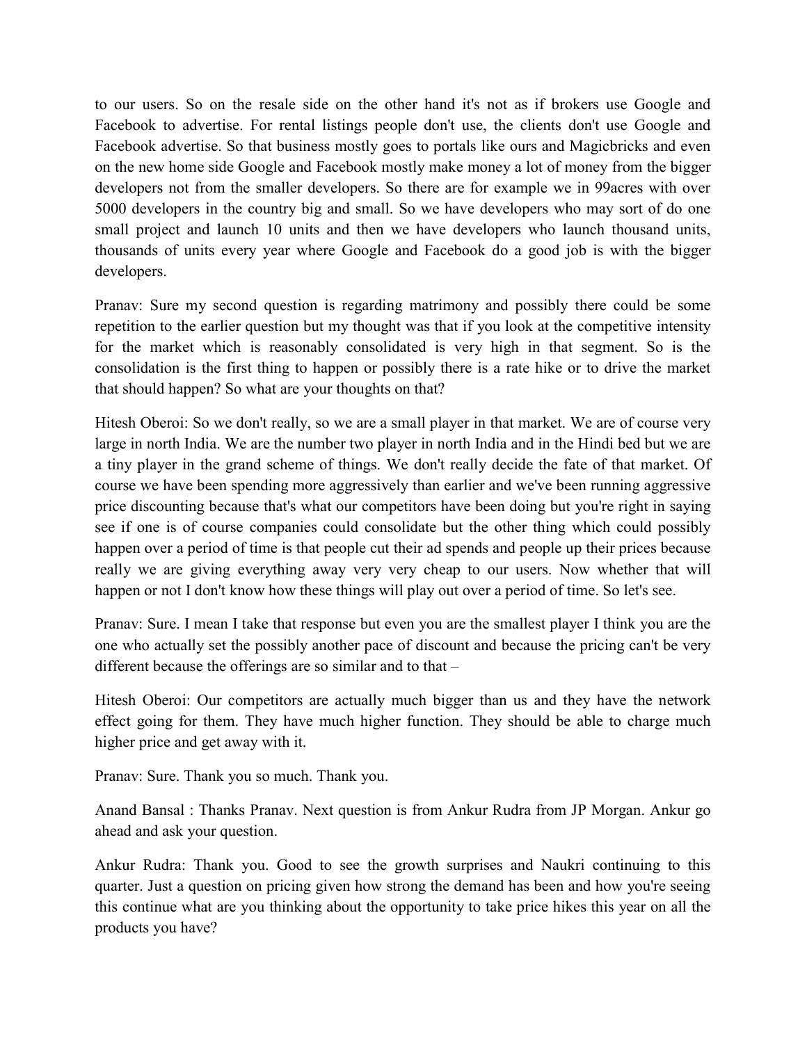to our users. So on the resale side on the other hand it's not as if brokers use Google and Facebook to advertise. For rental listings people don't use, the clients don't use Google and Facebook advertise. So that business mostly goes to portals like ours and Magicbricks and even on the new home side Google and Facebook mostly make money a lot of money from the bigger developers not from the smaller developers. So there are for example we in 99acres with over 5000 developers in the country big and small. So we have developers who may sort of do one small project and launch 10 units and then we have developers who launch thousand units, thousands of units every year where Google and Facebook do a good job is with the bigger developers.

Pranav: Sure my second question is regarding matrimony and possibly there could be some repetition to the earlier question but my thought was that if you look at the competitive intensity for the market which is reasonably consolidated is very high in that segment. So is the consolidation is the first thing to happen or possibly there is a rate hike or to drive the market that should happen? So what are your thoughts on that?

Hitesh Oberoi: So we don't really, so we are a small player in that market. We are of course very large in north India. We are the number two player in north India and in the Hindi bed but we are a tiny player in the grand scheme of things. We don't really decide the fate of that market. Of course we have been spending more aggressively than earlier and we've been running aggressive price discounting because that's what our competitors have been doing but you're right in saying see if one is of course companies could consolidate but the other thing which could possibly happen over a period of time is that people cut their ad spends and people up their prices because really we are giving everything away very very cheap to our users. Now whether that will happen or not I don't know how these things will play out over a period of time. So let's see.

Pranav: Sure. I mean I take that response but even you are the smallest player I think you are the one who actually set the possibly another pace of discount and because the pricing can't be very different because the offerings are so similar and to that –

Hitesh Oberoi: Our competitors are actually much bigger than us and they have the network effect going for them. They have much higher function. They should be able to charge much higher price and get away with it.

Pranav: Sure. Thank you so much. Thank you.

Anand Bansal : Thanks Pranav. Next question is from Ankur Rudra from JP Morgan. Ankur go ahead and ask your question.

Ankur Rudra: Thank you. Good to see the growth surprises and Naukri continuing to this quarter. Just a question on pricing given how strong the demand has been and how you're seeing this continue what are you thinking about the opportunity to take price hikes this year on all the products you have?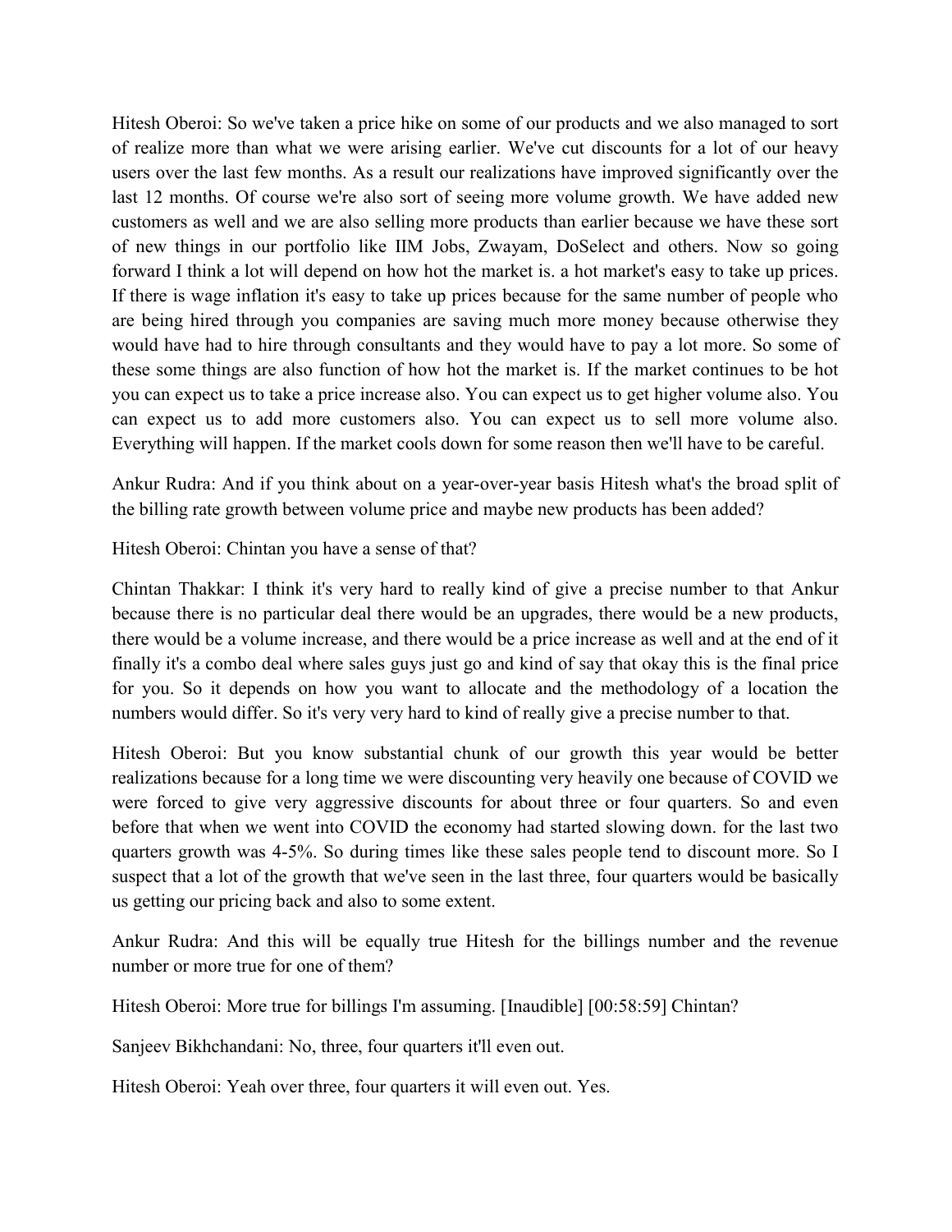Hitesh Oberoi: So we've taken a price hike on some of our products and we also managed to sort of realize more than what we were arising earlier. We've cut discounts for a lot of our heavy users over the last few months. As a result our realizations have improved significantly over the last 12 months. Of course we're also sort of seeing more volume growth. We have added new customers as well and we are also selling more products than earlier because we have these sort of new things in our portfolio like IIM Jobs, Zwayam, DoSelect and others. Now so going forward I think a lot will depend on how hot the market is. a hot market's easy to take up prices. If there is wage inflation it's easy to take up prices because for the same number of people who are being hired through you companies are saving much more money because otherwise they would have had to hire through consultants and they would have to pay a lot more. So some of these some things are also function of how hot the market is. If the market continues to be hot you can expect us to take a price increase also. You can expect us to get higher volume also. You can expect us to add more customers also. You can expect us to sell more volume also. Everything will happen. If the market cools down for some reason then we'll have to be careful.

Ankur Rudra: And if you think about on a year-over-year basis Hitesh what's the broad split of the billing rate growth between volume price and maybe new products has been added?

Hitesh Oberoi: Chintan you have a sense of that?

Chintan Thakkar: I think it's very hard to really kind of give a precise number to that Ankur because there is no particular deal there would be an upgrades, there would be a new products, there would be a volume increase, and there would be a price increase as well and at the end of it finally it's a combo deal where sales guys just go and kind of say that okay this is the final price for you. So it depends on how you want to allocate and the methodology of a location the numbers would differ. So it's very very hard to kind of really give a precise number to that.

Hitesh Oberoi: But you know substantial chunk of our growth this year would be better realizations because for a long time we were discounting very heavily one because of COVID we were forced to give very aggressive discounts for about three or four quarters. So and even before that when we went into COVID the economy had started slowing down. for the last two quarters growth was 4-5%. So during times like these sales people tend to discount more. So I suspect that a lot of the growth that we've seen in the last three, four quarters would be basically us getting our pricing back and also to some extent.

Ankur Rudra: And this will be equally true Hitesh for the billings number and the revenue number or more true for one of them?

Hitesh Oberoi: More true for billings I'm assuming. [Inaudible] [00:58:59] Chintan?

Sanjeev Bikhchandani: No, three, four quarters it'll even out.

Hitesh Oberoi: Yeah over three, four quarters it will even out. Yes.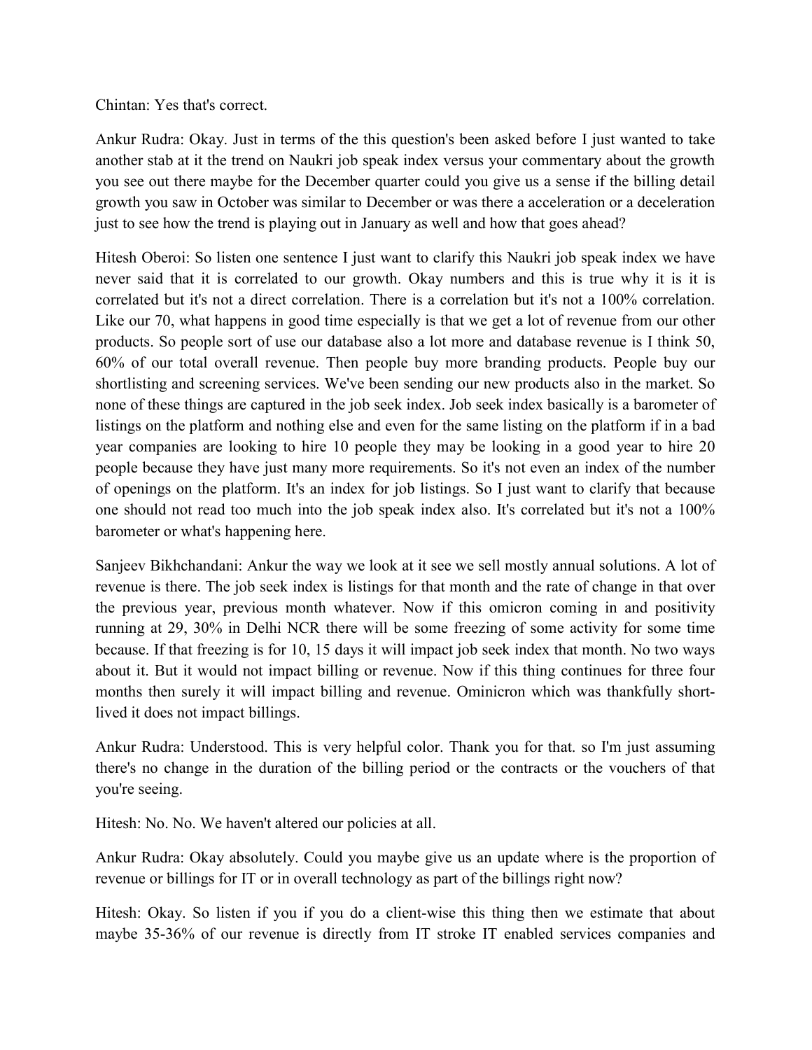Chintan: Yes that's correct.

Ankur Rudra: Okay. Just in terms of the this question's been asked before I just wanted to take another stab at it the trend on Naukri job speak index versus your commentary about the growth you see out there maybe for the December quarter could you give us a sense if the billing detail growth you saw in October was similar to December or was there a acceleration or a deceleration just to see how the trend is playing out in January as well and how that goes ahead?

Hitesh Oberoi: So listen one sentence I just want to clarify this Naukri job speak index we have never said that it is correlated to our growth. Okay numbers and this is true why it is it is correlated but it's not a direct correlation. There is a correlation but it's not a 100% correlation. Like our 70, what happens in good time especially is that we get a lot of revenue from our other products. So people sort of use our database also a lot more and database revenue is I think 50, 60% of our total overall revenue. Then people buy more branding products. People buy our shortlisting and screening services. We've been sending our new products also in the market. So none of these things are captured in the job seek index. Job seek index basically is a barometer of listings on the platform and nothing else and even for the same listing on the platform if in a bad year companies are looking to hire 10 people they may be looking in a good year to hire 20 people because they have just many more requirements. So it's not even an index of the number of openings on the platform. It's an index for job listings. So I just want to clarify that because one should not read too much into the job speak index also. It's correlated but it's not a 100% barometer or what's happening here.

Sanjeev Bikhchandani: Ankur the way we look at it see we sell mostly annual solutions. A lot of revenue is there. The job seek index is listings for that month and the rate of change in that over the previous year, previous month whatever. Now if this omicron coming in and positivity running at 29, 30% in Delhi NCR there will be some freezing of some activity for some time because. If that freezing is for 10, 15 days it will impact job seek index that month. No two ways about it. But it would not impact billing or revenue. Now if this thing continues for three four months then surely it will impact billing and revenue. Ominicron which was thankfully short-lived it does not impact billings.

Ankur Rudra: Understood. This is very helpful color. Thank you for that. so I'm just assuming there's no change in the duration of the billing period or the contracts or the vouchers of that you're seeing.

Hitesh: No. No. We haven't altered our policies at all.

Ankur Rudra: Okay absolutely. Could you maybe give us an update where is the proportion of revenue or billings for IT or in overall technology as part of the billings right now?

Hitesh: Okay. So listen if you if you do a client-wise this thing then we estimate that about maybe 35-36% of our revenue is directly from IT stroke IT enabled services companies and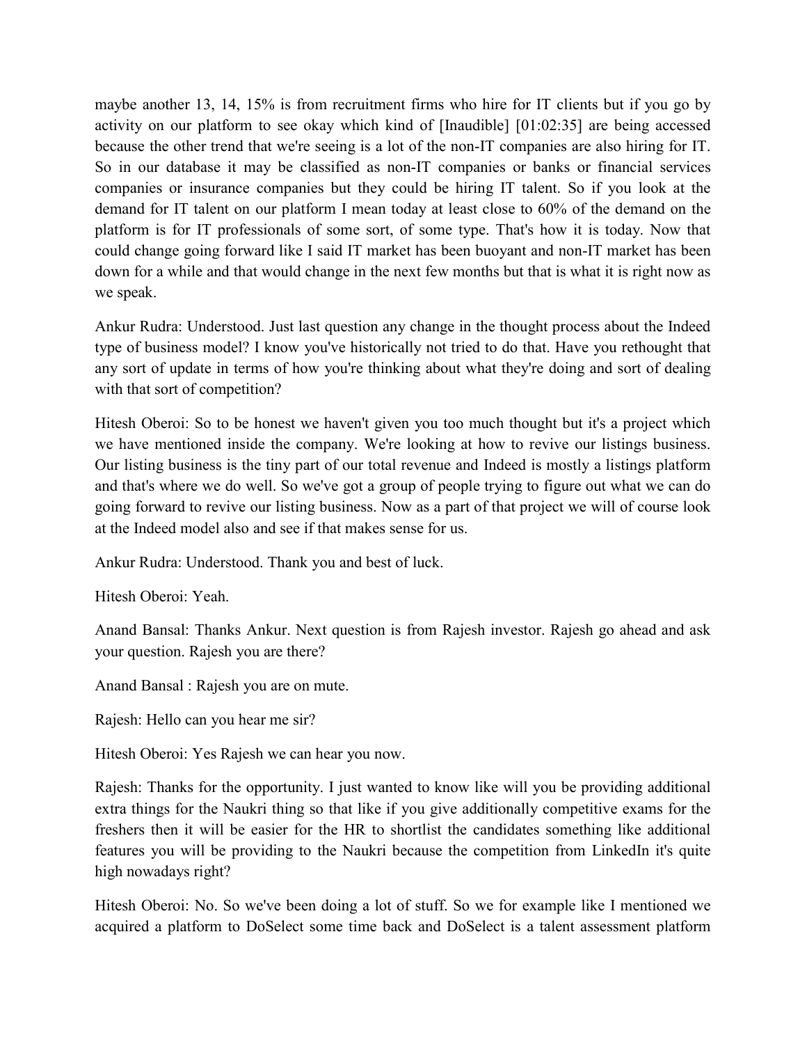maybe another 13, 14, 15% is from recruitment firms who hire for IT clients but if you go by activity on our platform to see okay which kind of [Inaudible] [01:02:35] are being accessed because the other trend that we're seeing is a lot of the non-IT companies are also hiring for IT. So in our database it may be classified as non-IT companies or banks or financial services companies or insurance companies but they could be hiring IT talent. So if you look at the demand for IT talent on our platform I mean today at least close to 60% of the demand on the platform is for IT professionals of some sort, of some type. That's how it is today. Now that could change going forward like I said IT market has been buoyant and non-IT market has been down for a while and that would change in the next few months but that is what it is right now as we speak.

Ankur Rudra: Understood. Just last question any change in the thought process about the Indeed type of business model? I know you've historically not tried to do that. Have you rethought that any sort of update in terms of how you're thinking about what they're doing and sort of dealing with that sort of competition?

Hitesh Oberoi: So to be honest we haven't given you too much thought but it's a project which we have mentioned inside the company. We're looking at how to revive our listings business. Our listing business is the tiny part of our total revenue and Indeed is mostly a listings platform and that's where we do well. So we've got a group of people trying to figure out what we can do going forward to revive our listing business. Now as a part of that project we will of course look at the Indeed model also and see if that makes sense for us.

Ankur Rudra: Understood. Thank you and best of luck.

Hitesh Oberoi: Yeah.

Anand Bansal: Thanks Ankur. Next question is from Rajesh investor. Rajesh go ahead and ask your question. Rajesh you are there?

Anand Bansal : Rajesh you are on mute.

Rajesh: Hello can you hear me sir?

Hitesh Oberoi: Yes Rajesh we can hear you now.

Rajesh: Thanks for the opportunity. I just wanted to know like will you be providing additional extra things for the Naukri thing so that like if you give additionally competitive exams for the freshers then it will be easier for the HR to shortlist the candidates something like additional features you will be providing to the Naukri because the competition from LinkedIn it's quite high nowadays right?

Hitesh Oberoi: No. So we've been doing a lot of stuff. So we for example like I mentioned we acquired a platform to DoSelect some time back and DoSelect is a talent assessment platform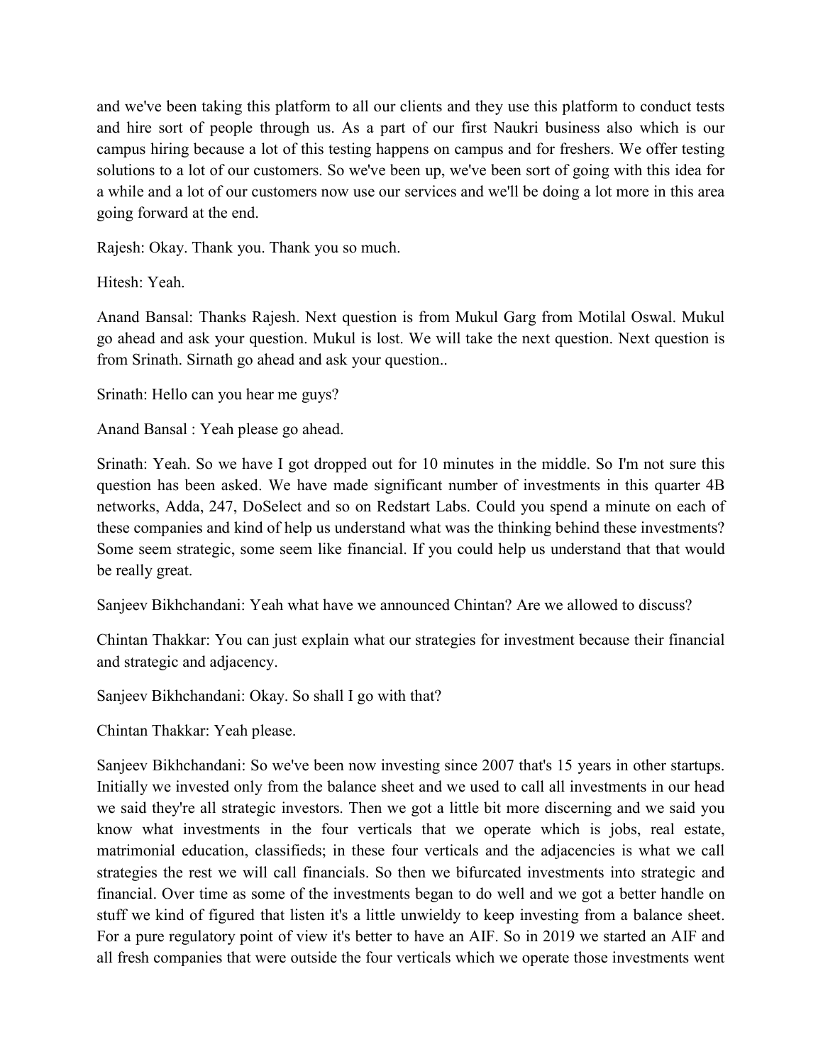and we've been taking this platform to all our clients and they use this platform to conduct tests and hire sort of people through us. As a part of our first Naukri business also which is our campus hiring because a lot of this testing happens on campus and for freshers. We offer testing solutions to a lot of our customers. So we've been up, we've been sort of going with this idea for a while and a lot of our customers now use our services and we'll be doing a lot more in this area going forward at the end.

Rajesh: Okay. Thank you. Thank you so much.

Hitesh: Yeah.

Anand Bansal: Thanks Rajesh. Next question is from Mukul Garg from Motilal Oswal. Mukul go ahead and ask your question. Mukul is lost. We will take the next question. Next question is from Srinath. Sirnath go ahead and ask your question..

Srinath: Hello can you hear me guys?

Anand Bansal : Yeah please go ahead.

Srinath: Yeah. So we have I got dropped out for 10 minutes in the middle. So I'm not sure this question has been asked. We have made significant number of investments in this quarter 4B networks, Adda, 247, DoSelect and so on Redstart Labs. Could you spend a minute on each of these companies and kind of help us understand what was the thinking behind these investments? Some seem strategic, some seem like financial. If you could help us understand that that would be really great.

Sanjeev Bikhchandani: Yeah what have we announced Chintan? Are we allowed to discuss?

Chintan Thakkar: You can just explain what our strategies for investment because their financial and strategic and adjacency.

Sanjeev Bikhchandani: Okay. So shall I go with that?

Chintan Thakkar: Yeah please.

Sanjeev Bikhchandani: So we've been now investing since 2007 that's 15 years in other startups. Initially we invested only from the balance sheet and we used to call all investments in our head we said they're all strategic investors. Then we got a little bit more discerning and we said you know what investments in the four verticals that we operate which is jobs, real estate, matrimonial education, classifieds; in these four verticals and the adjacencies is what we call strategies the rest we will call financials. So then we bifurcated investments into strategic and financial. Over time as some of the investments began to do well and we got a better handle on stuff we kind of figured that listen it's a little unwieldy to keep investing from a balance sheet. For a pure regulatory point of view it's better to have an AIF. So in 2019 we started an AIF and all fresh companies that were outside the four verticals which we operate those investments went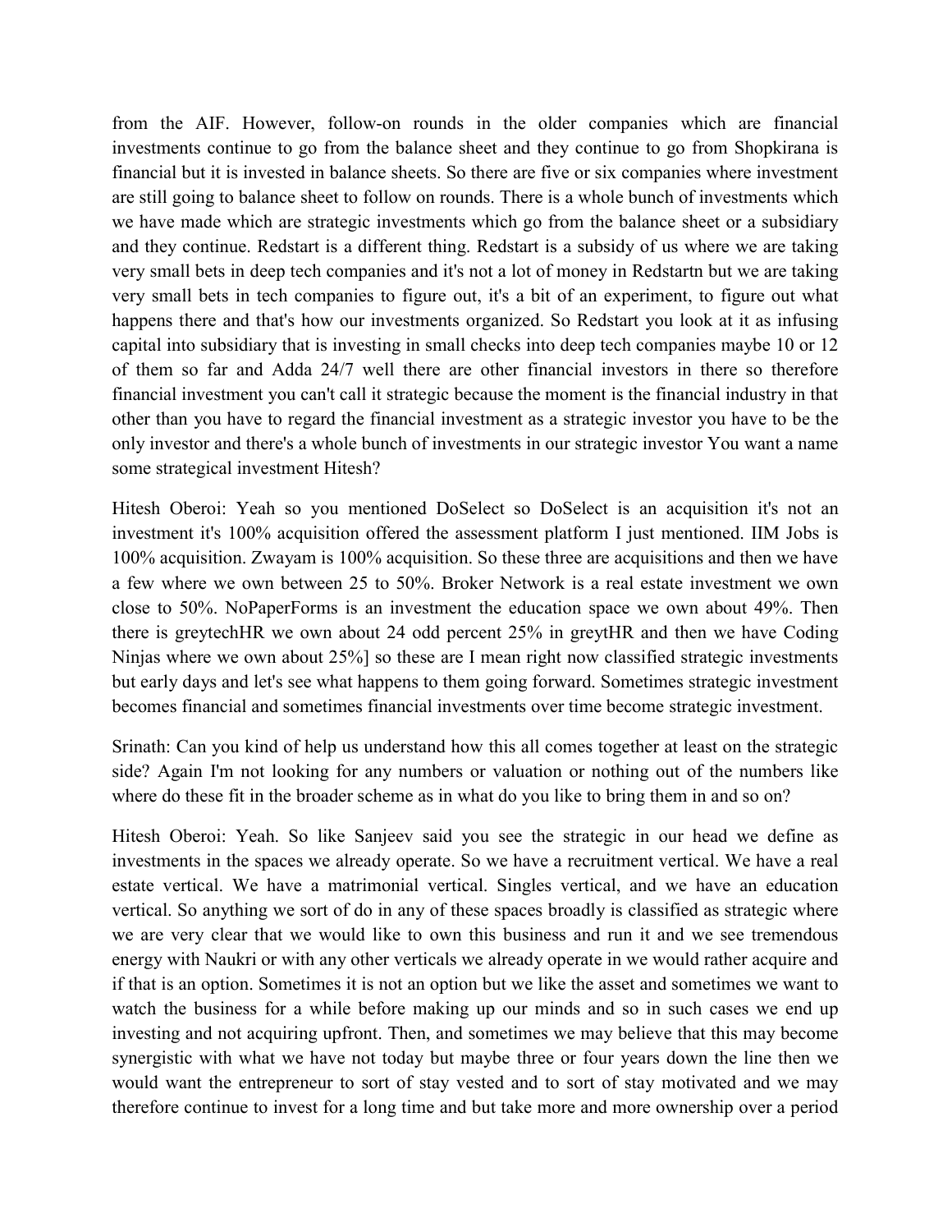from the AIF. However, follow-on rounds in the older companies which are financial investments continue to go from the balance sheet and they continue to go from Shopkirana is financial but it is invested in balance sheets. So there are five or six companies where investment are still going to balance sheet to follow on rounds. There is a whole bunch of investments which we have made which are strategic investments which go from the balance sheet or a subsidiary and they continue. Redstart is a different thing. Redstart is a subsidy of us where we are taking very small bets in deep tech companies and it's not a lot of money in Redstartn but we are taking very small bets in tech companies to figure out, it's a bit of an experiment, to figure out what happens there and that's how our investments organized. So Redstart you look at it as infusing capital into subsidiary that is investing in small checks into deep tech companies maybe 10 or 12 of them so far and Adda 24/7 well there are other financial investors in there so therefore financial investment you can't call it strategic because the moment is the financial industry in that other than you have to regard the financial investment as a strategic investor you have to be the only investor and there's a whole bunch of investments in our strategic investor You want a name some strategical investment Hitesh?

Hitesh Oberoi: Yeah so you mentioned DoSelect so DoSelect is an acquisition it's not an investment it's 100% acquisition offered the assessment platform I just mentioned. IIM Jobs is 100% acquisition. Zwayam is 100% acquisition. So these three are acquisitions and then we have a few where we own between 25 to 50%. Broker Network is a real estate investment we own close to 50%. NoPaperForms is an investment the education space we own about 49%. Then there is greytechHR we own about 24 odd percent 25% in greytHR and then we have Coding Ninjas where we own about 25%] so these are I mean right now classified strategic investments but early days and let's see what happens to them going forward. Sometimes strategic investment becomes financial and sometimes financial investments over time become strategic investment.

Srinath: Can you kind of help us understand how this all comes together at least on the strategic side? Again I'm not looking for any numbers or valuation or nothing out of the numbers like where do these fit in the broader scheme as in what do you like to bring them in and so on?

Hitesh Oberoi: Yeah. So like Sanjeev said you see the strategic in our head we define as investments in the spaces we already operate. So we have a recruitment vertical. We have a real estate vertical. We have a matrimonial vertical. Singles vertical, and we have an education vertical. So anything we sort of do in any of these spaces broadly is classified as strategic where we are very clear that we would like to own this business and run it and we see tremendous energy with Naukri or with any other verticals we already operate in we would rather acquire and if that is an option. Sometimes it is not an option but we like the asset and sometimes we want to watch the business for a while before making up our minds and so in such cases we end up investing and not acquiring upfront. Then, and sometimes we may believe that this may become synergistic with what we have not today but maybe three or four years down the line then we would want the entrepreneur to sort of stay vested and to sort of stay motivated and we may therefore continue to invest for a long time and but take more and more ownership over a period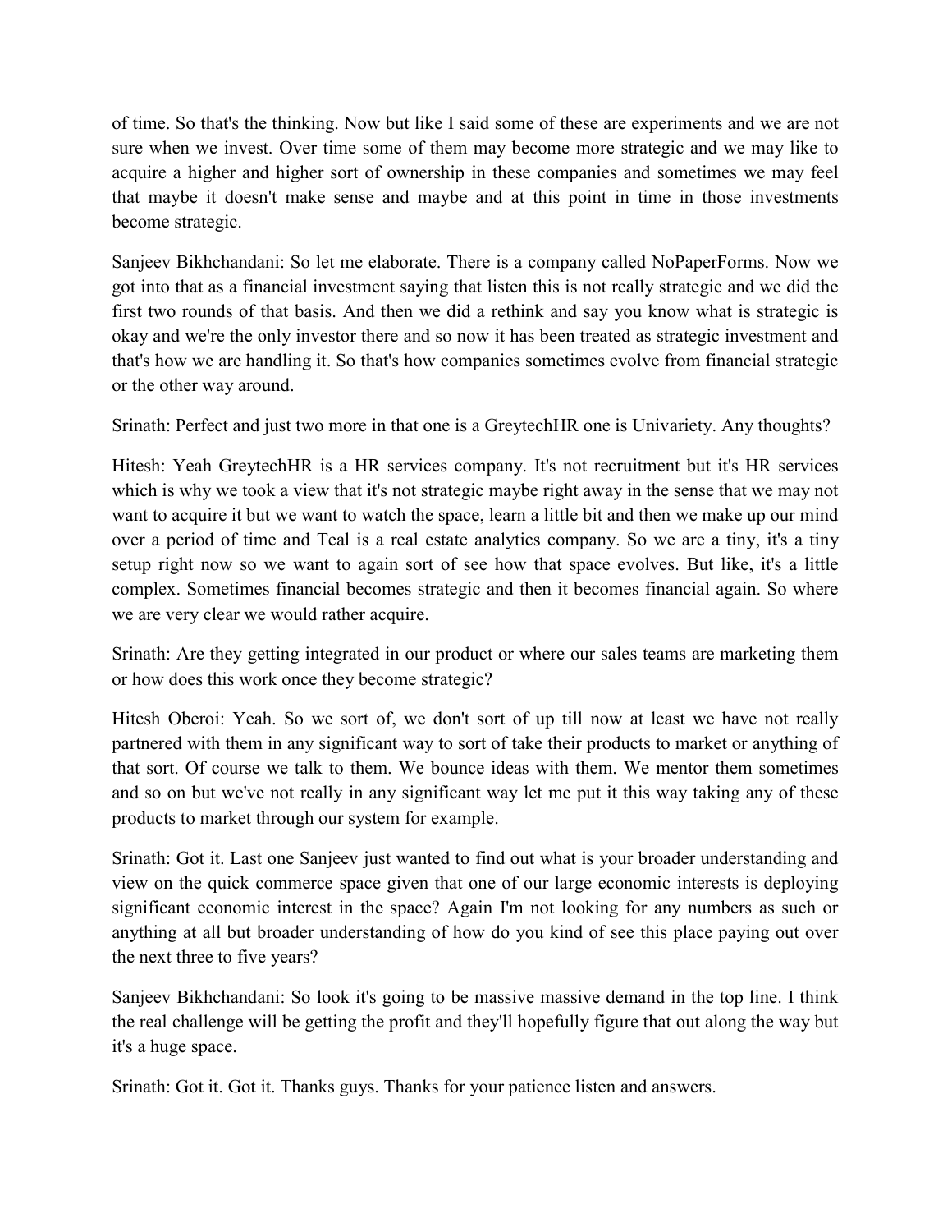of time. So that's the thinking. Now but like I said some of these are experiments and we are not sure when we invest. Over time some of them may become more strategic and we may like to acquire a higher and higher sort of ownership in these companies and sometimes we may feel that maybe it doesn't make sense and maybe and at this point in time in those investments become strategic.

Sanjeev Bikhchandani: So let me elaborate. There is a company called NoPaperForms. Now we got into that as a financial investment saying that listen this is not really strategic and we did the first two rounds of that basis. And then we did a rethink and say you know what is strategic is okay and we're the only investor there and so now it has been treated as strategic investment and that's how we are handling it. So that's how companies sometimes evolve from financial strategic or the other way around.

Srinath: Perfect and just two more in that one is a GreytechHR one is Univariety. Any thoughts?

Hitesh: Yeah GreytechHR is a HR services company. It's not recruitment but it's HR services which is why we took a view that it's not strategic maybe right away in the sense that we may not want to acquire it but we want to watch the space, learn a little bit and then we make up our mind over a period of time and Teal is a real estate analytics company. So we are a tiny, it's a tiny setup right now so we want to again sort of see how that space evolves. But like, it's a little complex. Sometimes financial becomes strategic and then it becomes financial again. So where we are very clear we would rather acquire.

Srinath: Are they getting integrated in our product or where our sales teams are marketing them or how does this work once they become strategic?

Hitesh Oberoi: Yeah. So we sort of, we don't sort of up till now at least we have not really partnered with them in any significant way to sort of take their products to market or anything of that sort. Of course we talk to them. We bounce ideas with them. We mentor them sometimes and so on but we've not really in any significant way let me put it this way taking any of these products to market through our system for example.

Srinath: Got it. Last one Sanjeev just wanted to find out what is your broader understanding and view on the quick commerce space given that one of our large economic interests is deploying significant economic interest in the space? Again I'm not looking for any numbers as such or anything at all but broader understanding of how do you kind of see this place paying out over the next three to five years?

Sanjeev Bikhchandani: So look it's going to be massive massive demand in the top line. I think the real challenge will be getting the profit and they'll hopefully figure that out along the way but it's a huge space.

Srinath: Got it. Got it. Thanks guys. Thanks for your patience listen and answers.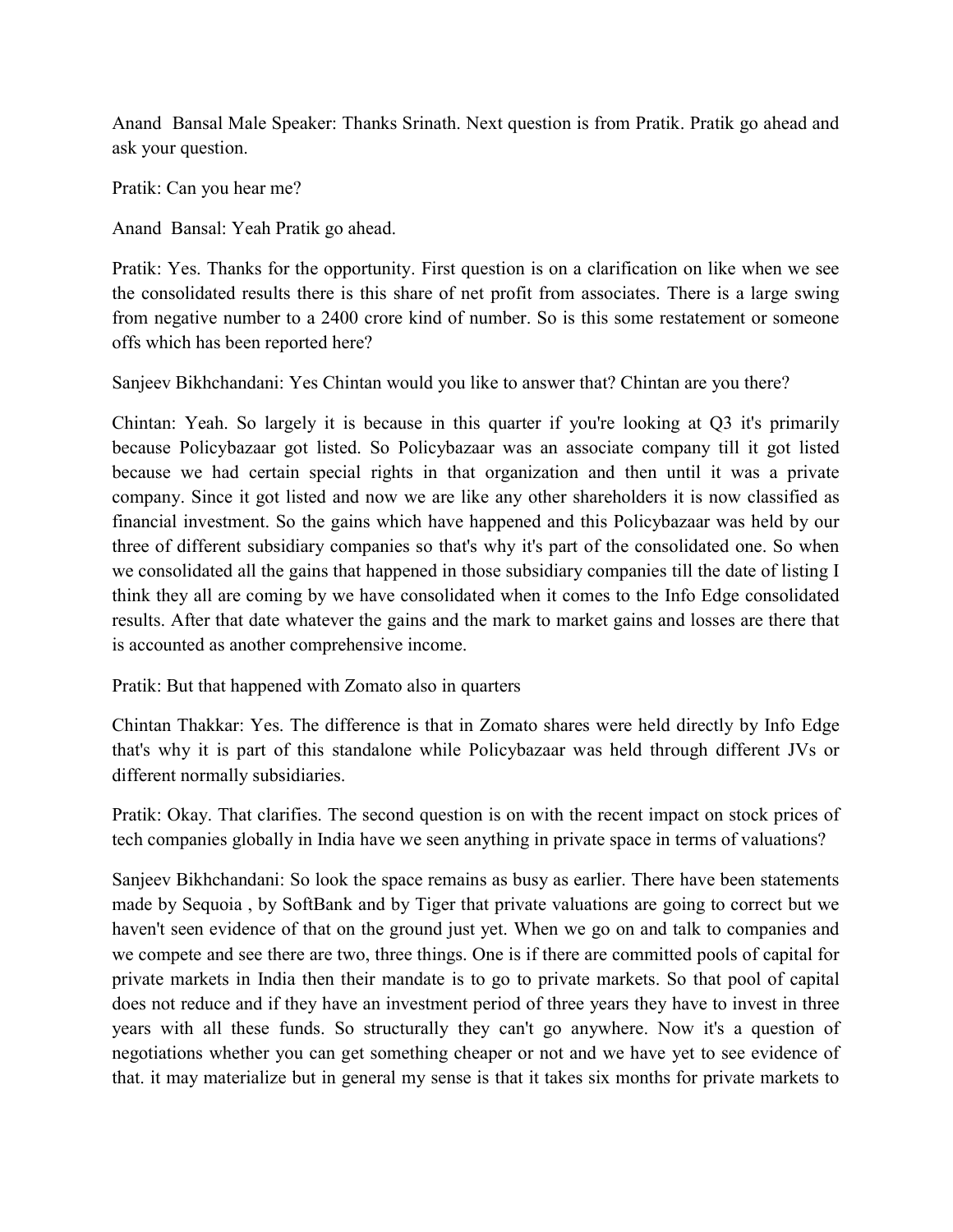Anand  Bansal Male Speaker: Thanks Srinath. Next question is from Pratik. Pratik go ahead and ask your question.

Pratik: Can you hear me?

Anand  Bansal: Yeah Pratik go ahead.

Pratik: Yes. Thanks for the opportunity. First question is on a clarification on like when we see the consolidated results there is this share of net profit from associates. There is a large swing from negative number to a 2400 crore kind of number. So is this some restatement or someone offs which has been reported here?

Sanjeev Bikhchandani: Yes Chintan would you like to answer that? Chintan are you there?

Chintan: Yeah. So largely it is because in this quarter if you're looking at Q3 it's primarily because Policybazaar got listed. So Policybazaar was an associate company till it got listed because we had certain special rights in that organization and then until it was a private company. Since it got listed and now we are like any other shareholders it is now classified as financial investment. So the gains which have happened and this Policybazaar was held by our three of different subsidiary companies so that's why it's part of the consolidated one. So when we consolidated all the gains that happened in those subsidiary companies till the date of listing I think they all are coming by we have consolidated when it comes to the Info Edge consolidated results. After that date whatever the gains and the mark to market gains and losses are there that is accounted as another comprehensive income.

Pratik: But that happened with Zomato also in quarters

Chintan Thakkar: Yes. The difference is that in Zomato shares were held directly by Info Edge that's why it is part of this standalone while Policybazaar was held through different JVs or different normally subsidiaries.

Pratik: Okay. That clarifies. The second question is on with the recent impact on stock prices of tech companies globally in India have we seen anything in private space in terms of valuations?

Sanjeev Bikhchandani: So look the space remains as busy as earlier. There have been statements made by Sequoia , by SoftBank and by Tiger that private valuations are going to correct but we haven't seen evidence of that on the ground just yet. When we go on and talk to companies and we compete and see there are two, three things. One is if there are committed pools of capital for private markets in India then their mandate is to go to private markets. So that pool of capital does not reduce and if they have an investment period of three years they have to invest in three years with all these funds. So structurally they can't go anywhere. Now it's a question of negotiations whether you can get something cheaper or not and we have yet to see evidence of that. it may materialize but in general my sense is that it takes six months for private markets to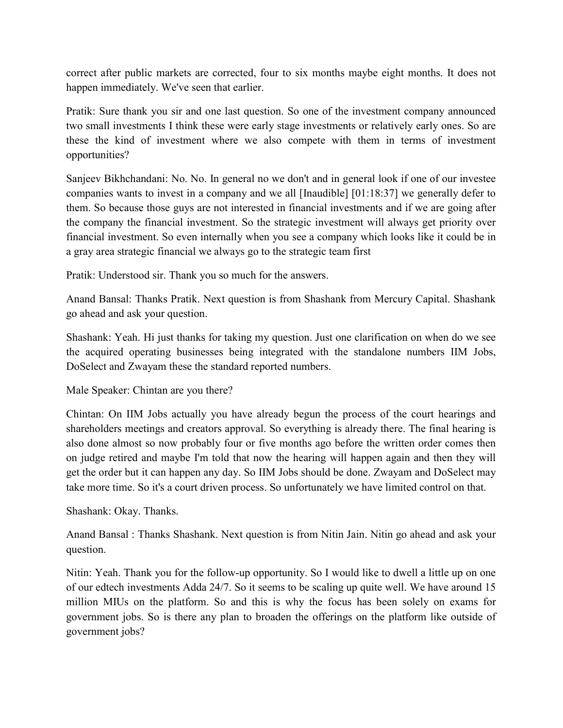correct after public markets are corrected, four to six months maybe eight months. It does not happen immediately. We've seen that earlier.

Pratik: Sure thank you sir and one last question. So one of the investment company announced two small investments I think these were early stage investments or relatively early ones. So are these the kind of investment where we also compete with them in terms of investment opportunities?

Sanjeev Bikhchandani: No. No. In general no we don't and in general look if one of our investee companies wants to invest in a company and we all [Inaudible] [01:18:37] we generally defer to them. So because those guys are not interested in financial investments and if we are going after the company the financial investment. So the strategic investment will always get priority over financial investment. So even internally when you see a company which looks like it could be in a gray area strategic financial we always go to the strategic team first

Pratik: Understood sir. Thank you so much for the answers.

Anand Bansal: Thanks Pratik. Next question is from Shashank from Mercury Capital. Shashank go ahead and ask your question.

Shashank: Yeah. Hi just thanks for taking my question. Just one clarification on when do we see the acquired operating businesses being integrated with the standalone numbers IIM Jobs, DoSelect and Zwayam these the standard reported numbers.

Male Speaker: Chintan are you there?

Chintan: On IIM Jobs actually you have already begun the process of the court hearings and shareholders meetings and creators approval. So everything is already there. The final hearing is also done almost so now probably four or five months ago before the written order comes then on judge retired and maybe I'm told that now the hearing will happen again and then they will get the order but it can happen any day. So IIM Jobs should be done. Zwayam and DoSelect may take more time. So it's a court driven process. So unfortunately we have limited control on that.

Shashank: Okay. Thanks.

Anand Bansal : Thanks Shashank. Next question is from Nitin Jain. Nitin go ahead and ask your question.

Nitin: Yeah. Thank you for the follow-up opportunity. So I would like to dwell a little up on one of our edtech investments Adda 24/7. So it seems to be scaling up quite well. We have around 15 million MIUs on the platform. So and this is why the focus has been solely on exams for government jobs. So is there any plan to broaden the offerings on the platform like outside of government jobs?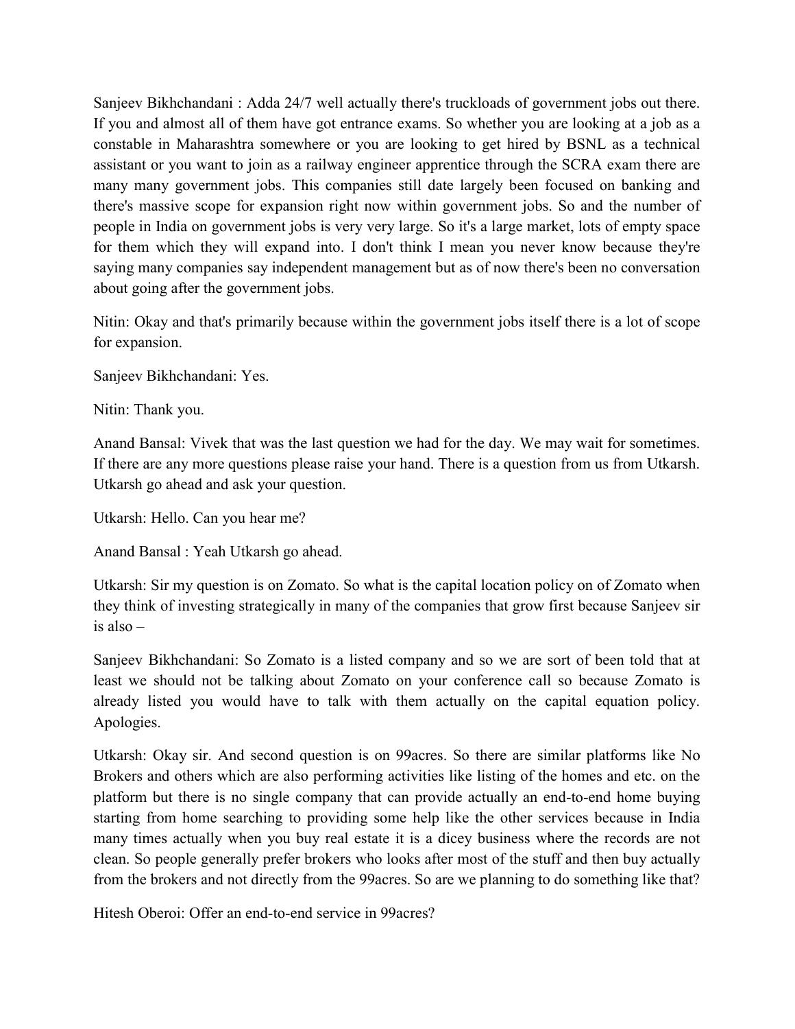Sanjeev Bikhchandani : Adda 24/7 well actually there's truckloads of government jobs out there. If you and almost all of them have got entrance exams. So whether you are looking at a job as a constable in Maharashtra somewhere or you are looking to get hired by BSNL as a technical assistant or you want to join as a railway engineer apprentice through the SCRA exam there are many many government jobs. This companies still date largely been focused on banking and there's massive scope for expansion right now within government jobs. So and the number of people in India on government jobs is very very large. So it's a large market, lots of empty space for them which they will expand into. I don't think I mean you never know because they're saying many companies say independent management but as of now there's been no conversation about going after the government jobs.

Nitin: Okay and that's primarily because within the government jobs itself there is a lot of scope for expansion.

Sanjeev Bikhchandani: Yes.

Nitin: Thank you.

Anand Bansal: Vivek that was the last question we had for the day. We may wait for sometimes. If there are any more questions please raise your hand. There is a question from us from Utkarsh. Utkarsh go ahead and ask your question.

Utkarsh: Hello. Can you hear me?

Anand Bansal : Yeah Utkarsh go ahead.

Utkarsh: Sir my question is on Zomato. So what is the capital location policy on of Zomato when they think of investing strategically in many of the companies that grow first because Sanjeev sir is also –

Sanjeev Bikhchandani: So Zomato is a listed company and so we are sort of been told that at least we should not be talking about Zomato on your conference call so because Zomato is already listed you would have to talk with them actually on the capital equation policy. Apologies.

Utkarsh: Okay sir. And second question is on 99acres. So there are similar platforms like No Brokers and others which are also performing activities like listing of the homes and etc. on the platform but there is no single company that can provide actually an end-to-end home buying starting from home searching to providing some help like the other services because in India many times actually when you buy real estate it is a dicey business where the records are not clean. So people generally prefer brokers who looks after most of the stuff and then buy actually from the brokers and not directly from the 99acres. So are we planning to do something like that?

Hitesh Oberoi: Offer an end-to-end service in 99acres?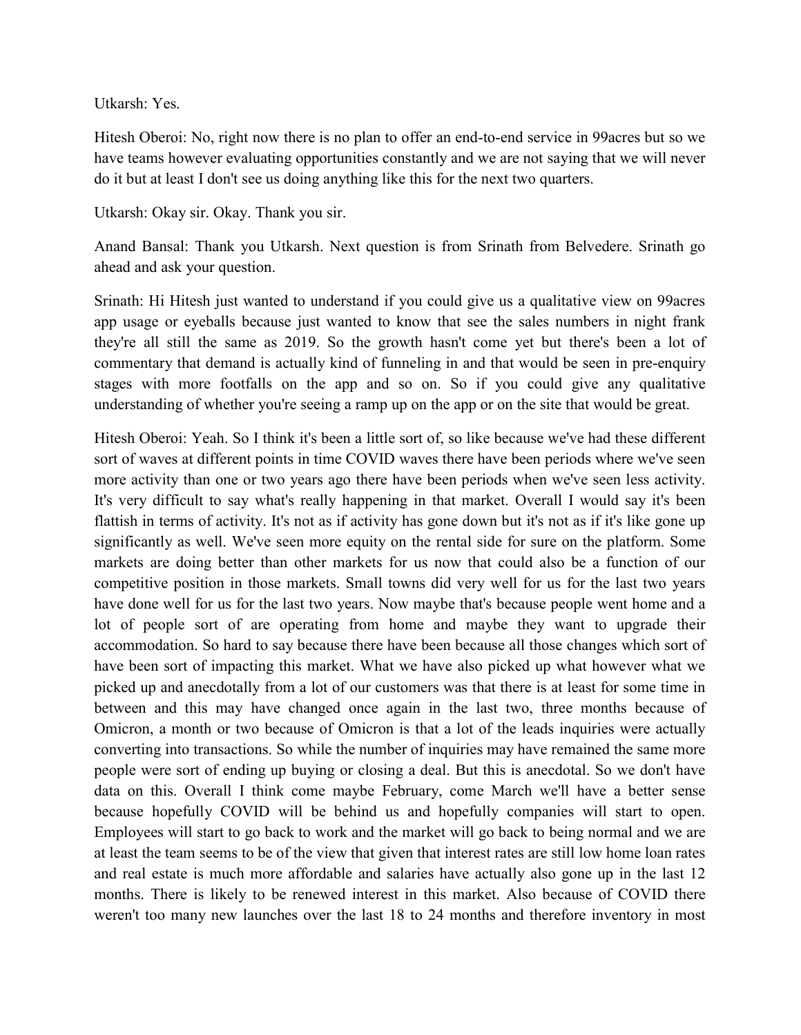Utkarsh: Yes.

Hitesh Oberoi: No, right now there is no plan to offer an end-to-end service in 99acres but so we have teams however evaluating opportunities constantly and we are not saying that we will never do it but at least I don't see us doing anything like this for the next two quarters.

Utkarsh: Okay sir. Okay. Thank you sir.

Anand Bansal: Thank you Utkarsh. Next question is from Srinath from Belvedere. Srinath go ahead and ask your question.

Srinath: Hi Hitesh just wanted to understand if you could give us a qualitative view on 99acres app usage or eyeballs because just wanted to know that see the sales numbers in night frank they're all still the same as 2019. So the growth hasn't come yet but there's been a lot of commentary that demand is actually kind of funneling in and that would be seen in pre-enquiry stages with more footfalls on the app and so on. So if you could give any qualitative understanding of whether you're seeing a ramp up on the app or on the site that would be great.

Hitesh Oberoi: Yeah. So I think it's been a little sort of, so like because we've had these different sort of waves at different points in time COVID waves there have been periods where we've seen more activity than one or two years ago there have been periods when we've seen less activity. It's very difficult to say what's really happening in that market. Overall I would say it's been flattish in terms of activity. It's not as if activity has gone down but it's not as if it's like gone up significantly as well. We've seen more equity on the rental side for sure on the platform. Some markets are doing better than other markets for us now that could also be a function of our competitive position in those markets. Small towns did very well for us for the last two years have done well for us for the last two years. Now maybe that's because people went home and a lot of people sort of are operating from home and maybe they want to upgrade their accommodation. So hard to say because there have been because all those changes which sort of have been sort of impacting this market. What we have also picked up what however what we picked up and anecdotally from a lot of our customers was that there is at least for some time in between and this may have changed once again in the last two, three months because of Omicron, a month or two because of Omicron is that a lot of the leads inquiries were actually converting into transactions. So while the number of inquiries may have remained the same more people were sort of ending up buying or closing a deal. But this is anecdotal. So we don't have data on this. Overall I think come maybe February, come March we'll have a better sense because hopefully COVID will be behind us and hopefully companies will start to open. Employees will start to go back to work and the market will go back to being normal and we are at least the team seems to be of the view that given that interest rates are still low home loan rates and real estate is much more affordable and salaries have actually also gone up in the last 12 months. There is likely to be renewed interest in this market. Also because of COVID there weren't too many new launches over the last 18 to 24 months and therefore inventory in most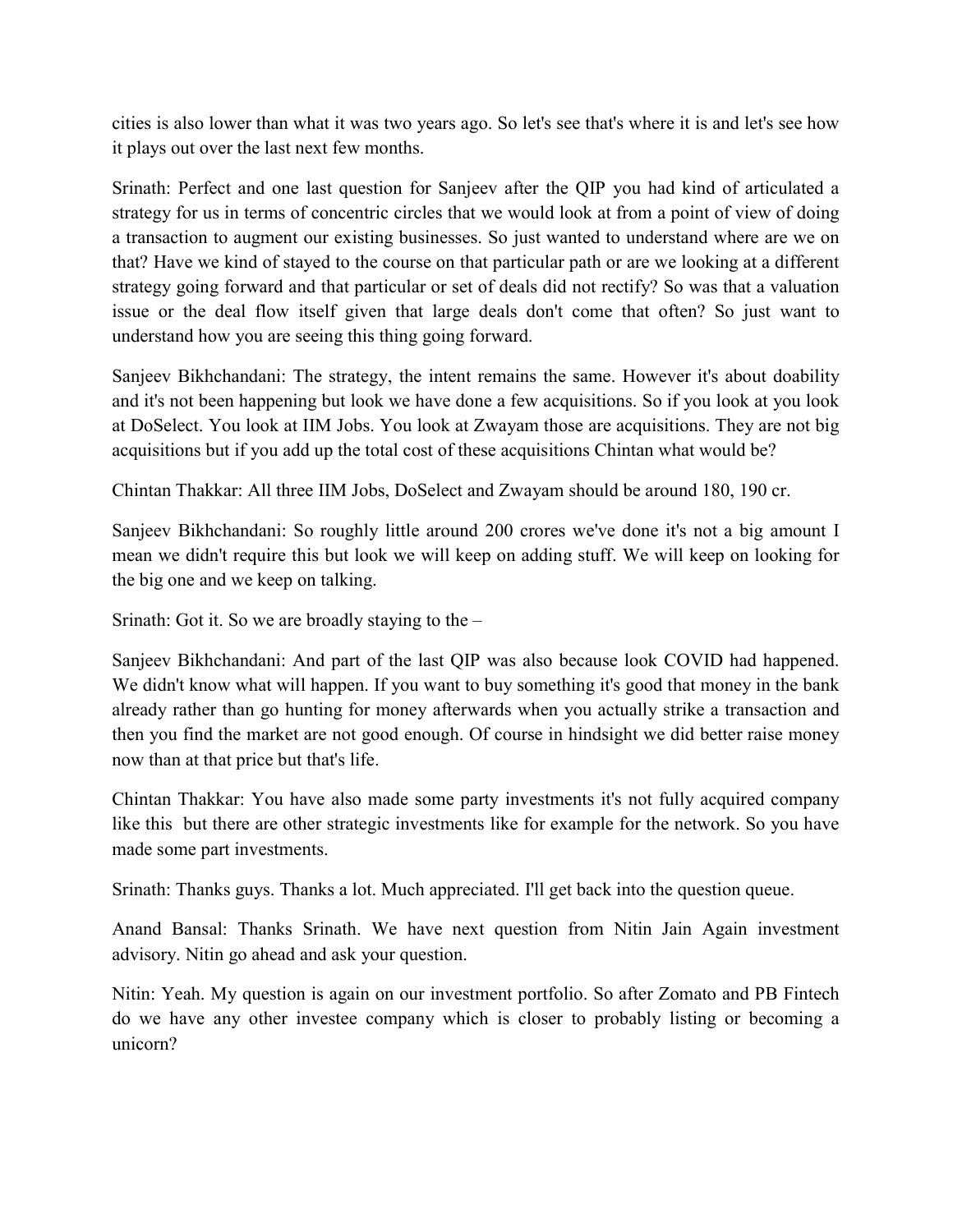cities is also lower than what it was two years ago. So let's see that's where it is and let's see how it plays out over the last next few months.

Srinath: Perfect and one last question for Sanjeev after the QIP you had kind of articulated a strategy for us in terms of concentric circles that we would look at from a point of view of doing a transaction to augment our existing businesses. So just wanted to understand where are we on that? Have we kind of stayed to the course on that particular path or are we looking at a different strategy going forward and that particular or set of deals did not rectify? So was that a valuation issue or the deal flow itself given that large deals don't come that often? So just want to understand how you are seeing this thing going forward.

Sanjeev Bikhchandani: The strategy, the intent remains the same. However it's about doability and it's not been happening but look we have done a few acquisitions. So if you look at you look at DoSelect. You look at IIM Jobs. You look at Zwayam those are acquisitions. They are not big acquisitions but if you add up the total cost of these acquisitions Chintan what would be?

Chintan Thakkar: All three IIM Jobs, DoSelect and Zwayam should be around 180, 190 cr.

Sanjeev Bikhchandani: So roughly little around 200 crores we've done it's not a big amount I mean we didn't require this but look we will keep on adding stuff. We will keep on looking for the big one and we keep on talking.

Srinath: Got it. So we are broadly staying to the –

Sanjeev Bikhchandani: And part of the last QIP was also because look COVID had happened. We didn't know what will happen. If you want to buy something it's good that money in the bank already rather than go hunting for money afterwards when you actually strike a transaction and then you find the market are not good enough. Of course in hindsight we did better raise money now than at that price but that's life.

Chintan Thakkar: You have also made some party investments it's not fully acquired company like this but there are other strategic investments like for example for the network. So you have made some part investments.

Srinath: Thanks guys. Thanks a lot. Much appreciated. I'll get back into the question queue.

Anand Bansal: Thanks Srinath. We have next question from Nitin Jain Again investment advisory. Nitin go ahead and ask your question.

Nitin: Yeah. My question is again on our investment portfolio. So after Zomato and PB Fintech do we have any other investee company which is closer to probably listing or becoming a unicorn?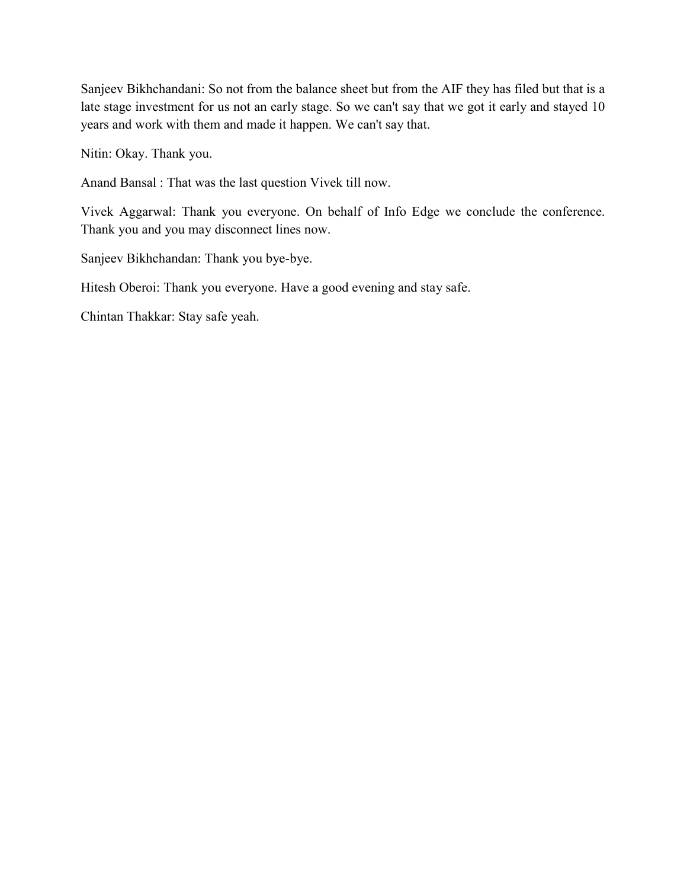Sanjeev Bikhchandani: So not from the balance sheet but from the AIF they has filed but that is a late stage investment for us not an early stage. So we can't say that we got it early and stayed 10 years and work with them and made it happen. We can't say that.

Nitin: Okay. Thank you.

Anand Bansal : That was the last question Vivek till now.

Vivek Aggarwal: Thank you everyone. On behalf of Info Edge we conclude the conference. Thank you and you may disconnect lines now.

Sanjeev Bikhchandan: Thank you bye-bye.

Hitesh Oberoi: Thank you everyone. Have a good evening and stay safe.

Chintan Thakkar: Stay safe yeah.